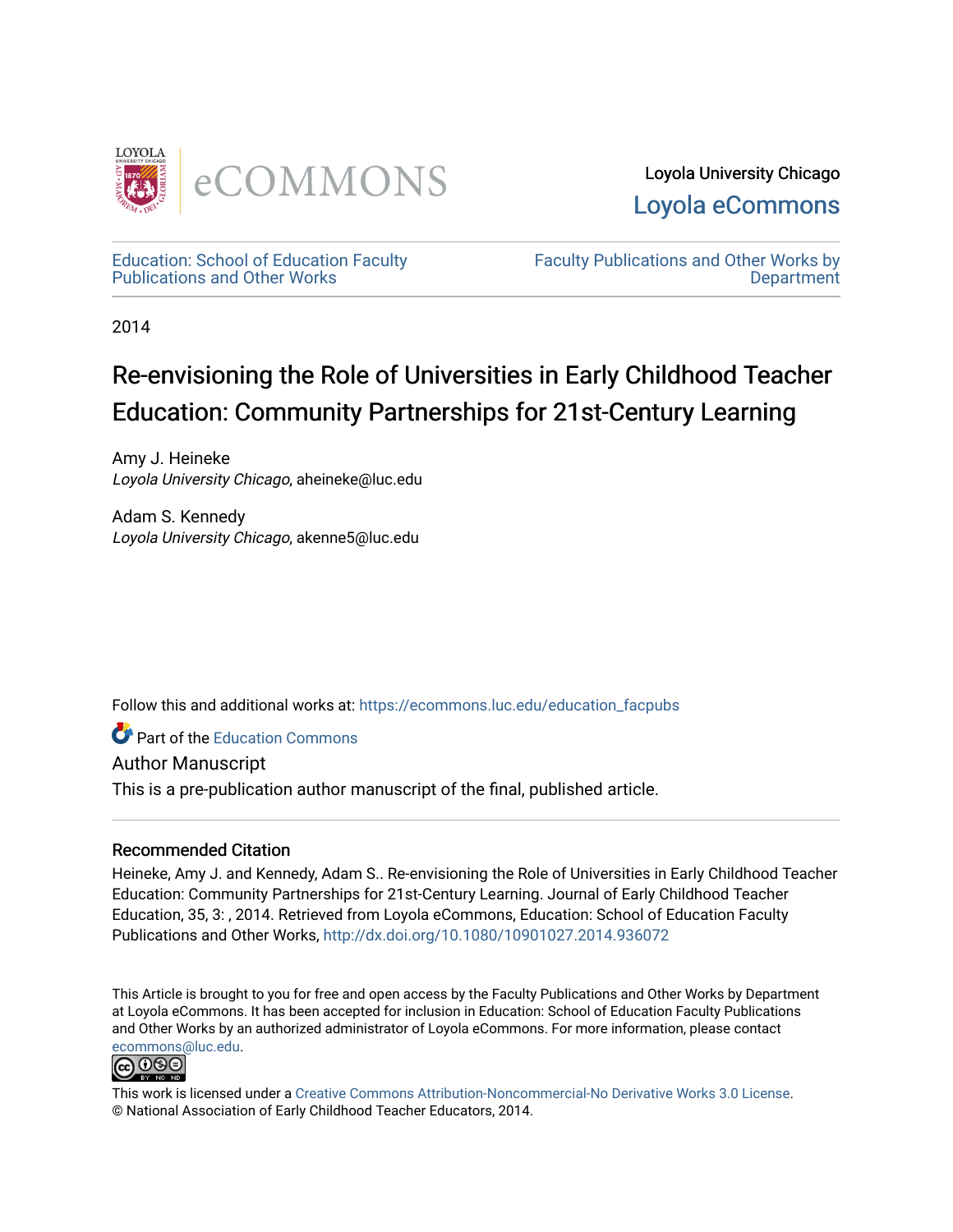Loyola University Chicago

Loyola eCommons

Education: School of Education Faculty Publications and Other Works

Faculty Publications and Other Works by Department

2014

# Re-envisioning the Role of Universities in Early Childhood Teacher Education: Community Partnerships for 21st-Century Learning

Amy J. Heineke
*Loyola University Chicago*, aheineke@luc.edu

Adam S. Kennedy
*Loyola University Chicago*, akenne5@luc.edu

Follow this and additional works at: https://ecommons.luc.edu/education_facpubs

Part of the Education Commons

Author Manuscript

This is a pre-publication author manuscript of the final, published article.

## Recommended Citation

Heineke, Amy J. and Kennedy, Adam S.. Re-envisioning the Role of Universities in Early Childhood Teacher Education: Community Partnerships for 21st-Century Learning. Journal of Early Childhood Teacher Education, 35, 3: , 2014. Retrieved from Loyola eCommons, Education: School of Education Faculty Publications and Other Works, http://dx.doi.org/10.1080/10901027.2014.936072

This Article is brought to you for free and open access by the Faculty Publications and Other Works by Department at Loyola eCommons. It has been accepted for inclusion in Education: School of Education Faculty Publications and Other Works by an authorized administrator of Loyola eCommons. For more information, please contact ecommons@luc.edu.

This work is licensed under a Creative Commons Attribution-Noncommercial-No Derivative Works 3.0 License.
© National Association of Early Childhood Teacher Educators, 2014.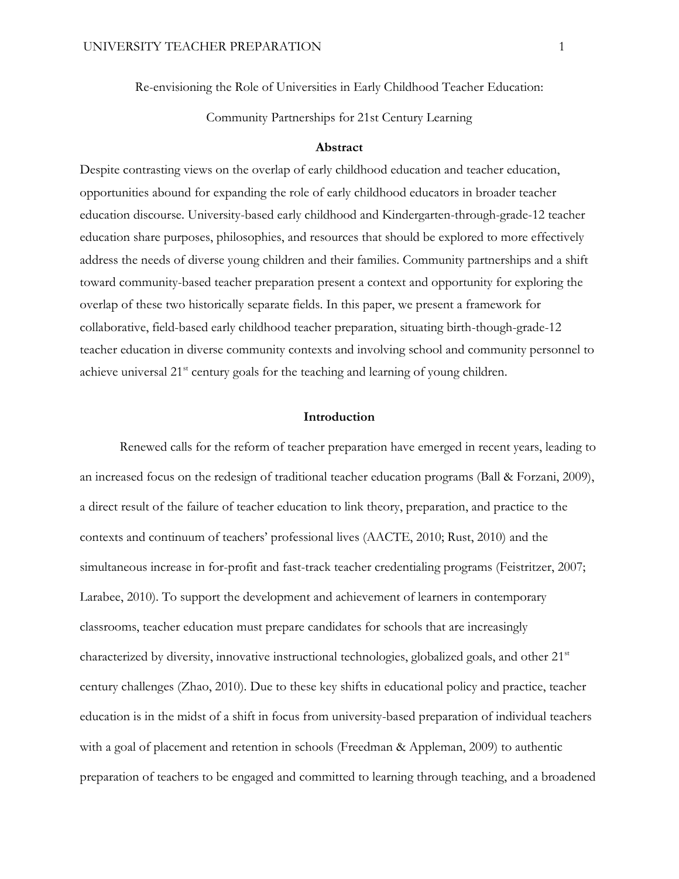Re-envisioning the Role of Universities in Early Childhood Teacher Education:

Community Partnerships for 21st Century Learning

## Abstract

Despite contrasting views on the overlap of early childhood education and teacher education, opportunities abound for expanding the role of early childhood educators in broader teacher education discourse. University-based early childhood and Kindergarten-through-grade-12 teacher education share purposes, philosophies, and resources that should be explored to more effectively address the needs of diverse young children and their families. Community partnerships and a shift toward community-based teacher preparation present a context and opportunity for exploring the overlap of these two historically separate fields. In this paper, we present a framework for collaborative, field-based early childhood teacher preparation, situating birth-though-grade-12 teacher education in diverse community contexts and involving school and community personnel to achieve universal 21st century goals for the teaching and learning of young children.

## Introduction

Renewed calls for the reform of teacher preparation have emerged in recent years, leading to an increased focus on the redesign of traditional teacher education programs (Ball & Forzani, 2009), a direct result of the failure of teacher education to link theory, preparation, and practice to the contexts and continuum of teachers' professional lives (AACTE, 2010; Rust, 2010) and the simultaneous increase in for-profit and fast-track teacher credentialing programs (Feistritzer, 2007; Larabee, 2010). To support the development and achievement of learners in contemporary classrooms, teacher education must prepare candidates for schools that are increasingly characterized by diversity, innovative instructional technologies, globalized goals, and other 21st century challenges (Zhao, 2010). Due to these key shifts in educational policy and practice, teacher education is in the midst of a shift in focus from university-based preparation of individual teachers with a goal of placement and retention in schools (Freedman & Appleman, 2009) to authentic preparation of teachers to be engaged and committed to learning through teaching, and a broadened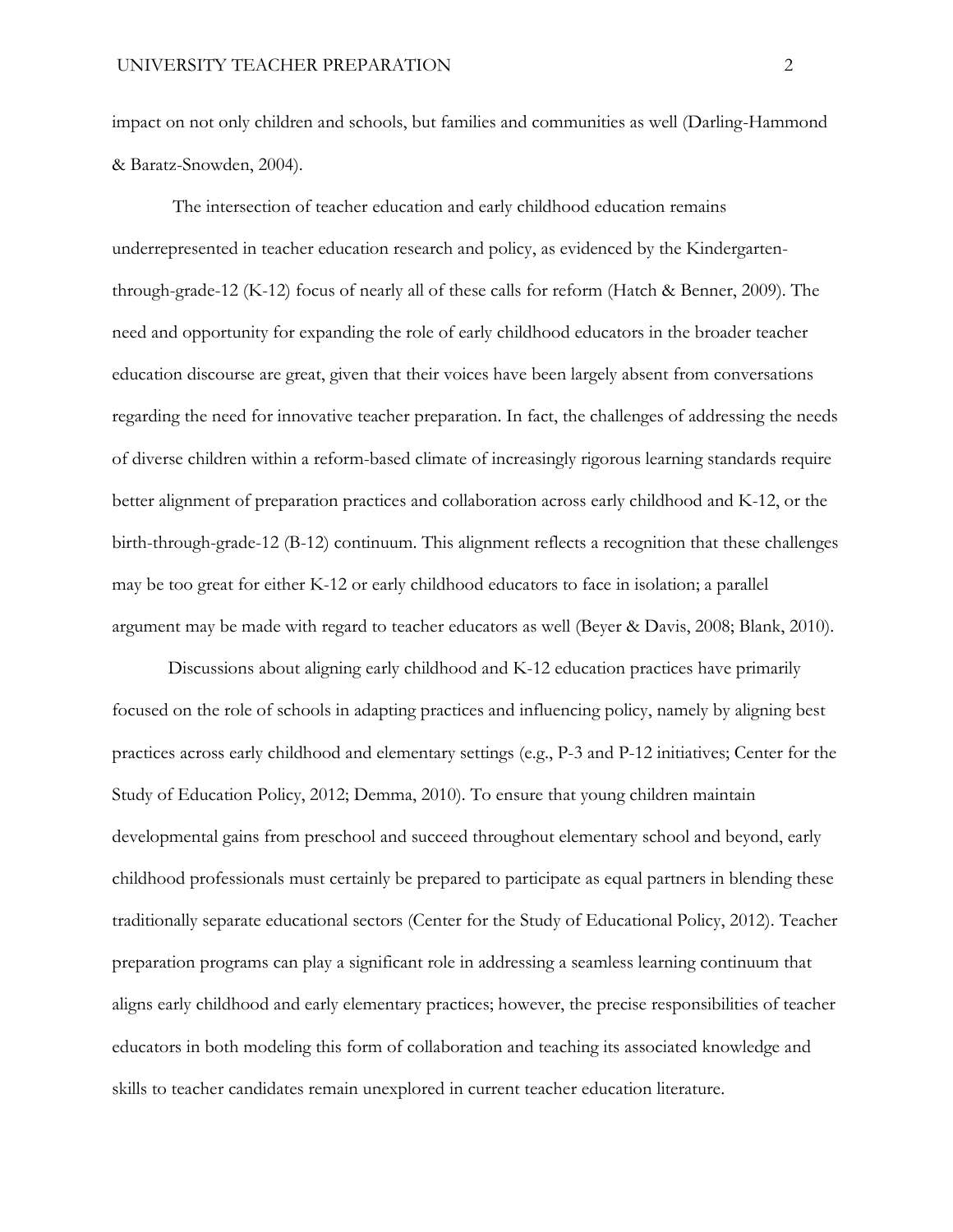impact on not only children and schools, but families and communities as well (Darling-Hammond & Baratz-Snowden, 2004).

The intersection of teacher education and early childhood education remains underrepresented in teacher education research and policy, as evidenced by the Kindergarten-through-grade-12 (K-12) focus of nearly all of these calls for reform (Hatch & Benner, 2009). The need and opportunity for expanding the role of early childhood educators in the broader teacher education discourse are great, given that their voices have been largely absent from conversations regarding the need for innovative teacher preparation. In fact, the challenges of addressing the needs of diverse children within a reform-based climate of increasingly rigorous learning standards require better alignment of preparation practices and collaboration across early childhood and K-12, or the birth-through-grade-12 (B-12) continuum. This alignment reflects a recognition that these challenges may be too great for either K-12 or early childhood educators to face in isolation; a parallel argument may be made with regard to teacher educators as well (Beyer & Davis, 2008; Blank, 2010).

Discussions about aligning early childhood and K-12 education practices have primarily focused on the role of schools in adapting practices and influencing policy, namely by aligning best practices across early childhood and elementary settings (e.g., P-3 and P-12 initiatives; Center for the Study of Education Policy, 2012; Demma, 2010). To ensure that young children maintain developmental gains from preschool and succeed throughout elementary school and beyond, early childhood professionals must certainly be prepared to participate as equal partners in blending these traditionally separate educational sectors (Center for the Study of Educational Policy, 2012). Teacher preparation programs can play a significant role in addressing a seamless learning continuum that aligns early childhood and early elementary practices; however, the precise responsibilities of teacher educators in both modeling this form of collaboration and teaching its associated knowledge and skills to teacher candidates remain unexplored in current teacher education literature.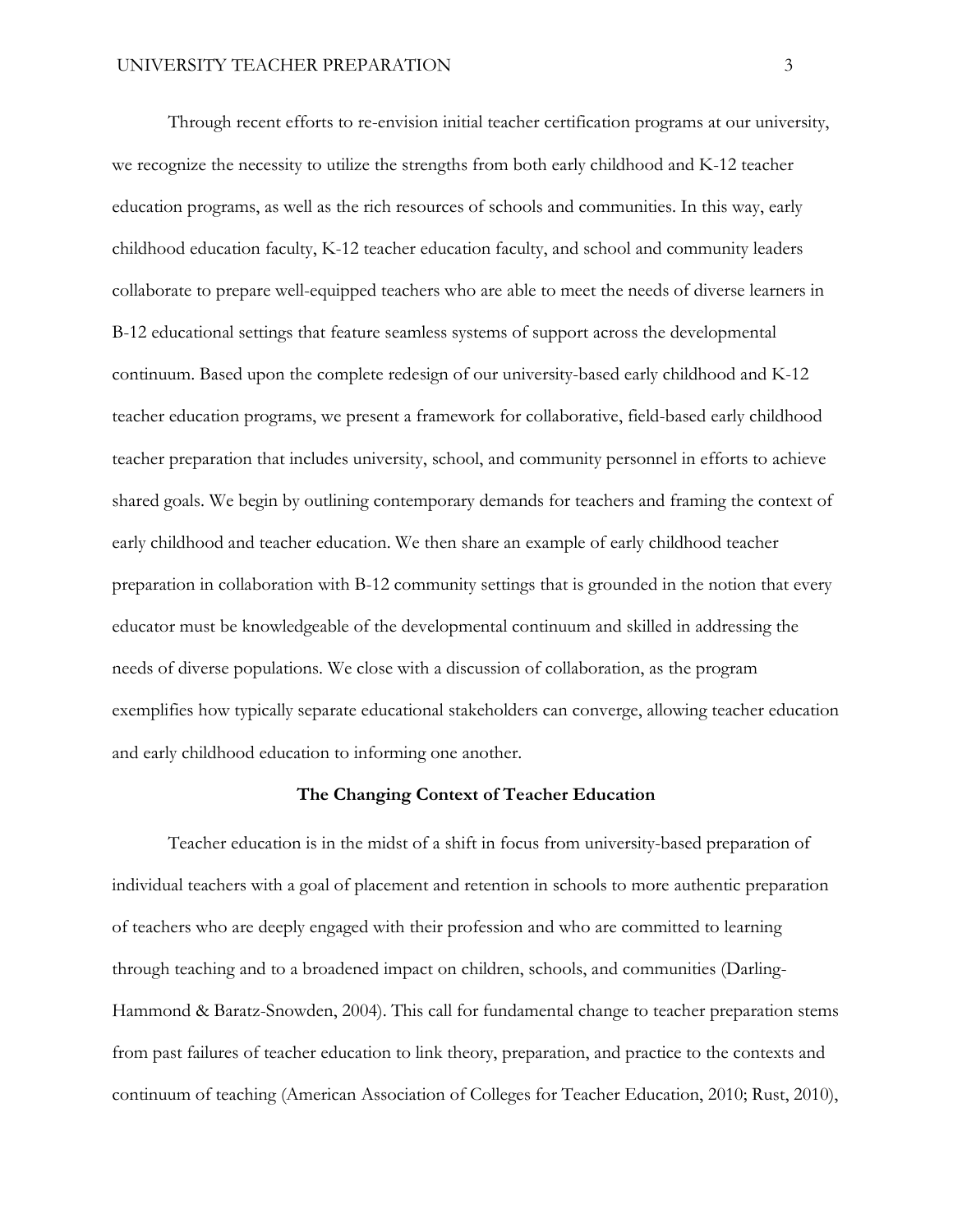Through recent efforts to re-envision initial teacher certification programs at our university, we recognize the necessity to utilize the strengths from both early childhood and K-12 teacher education programs, as well as the rich resources of schools and communities. In this way, early childhood education faculty, K-12 teacher education faculty, and school and community leaders collaborate to prepare well-equipped teachers who are able to meet the needs of diverse learners in B-12 educational settings that feature seamless systems of support across the developmental continuum. Based upon the complete redesign of our university-based early childhood and K-12 teacher education programs, we present a framework for collaborative, field-based early childhood teacher preparation that includes university, school, and community personnel in efforts to achieve shared goals. We begin by outlining contemporary demands for teachers and framing the context of early childhood and teacher education. We then share an example of early childhood teacher preparation in collaboration with B-12 community settings that is grounded in the notion that every educator must be knowledgeable of the developmental continuum and skilled in addressing the needs of diverse populations. We close with a discussion of collaboration, as the program exemplifies how typically separate educational stakeholders can converge, allowing teacher education and early childhood education to informing one another.

## The Changing Context of Teacher Education

Teacher education is in the midst of a shift in focus from university-based preparation of individual teachers with a goal of placement and retention in schools to more authentic preparation of teachers who are deeply engaged with their profession and who are committed to learning through teaching and to a broadened impact on children, schools, and communities (Darling-Hammond & Baratz-Snowden, 2004). This call for fundamental change to teacher preparation stems from past failures of teacher education to link theory, preparation, and practice to the contexts and continuum of teaching (American Association of Colleges for Teacher Education, 2010; Rust, 2010),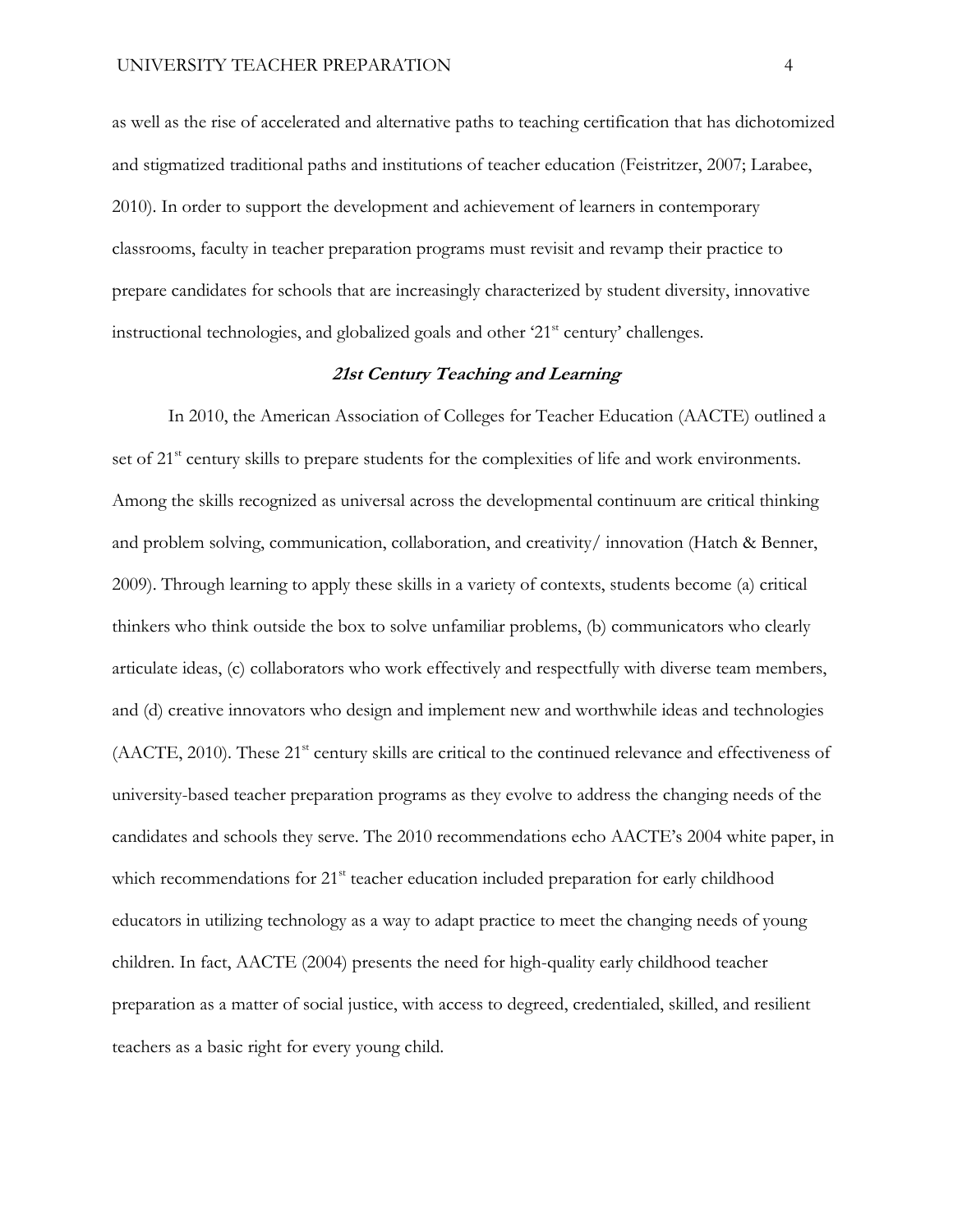as well as the rise of accelerated and alternative paths to teaching certification that has dichotomized and stigmatized traditional paths and institutions of teacher education (Feistritzer, 2007; Larabee, 2010). In order to support the development and achievement of learners in contemporary classrooms, faculty in teacher preparation programs must revisit and revamp their practice to prepare candidates for schools that are increasingly characterized by student diversity, innovative instructional technologies, and globalized goals and other '21st century' challenges.

## *21st Century Teaching and Learning*

In 2010, the American Association of Colleges for Teacher Education (AACTE) outlined a set of 21st century skills to prepare students for the complexities of life and work environments. Among the skills recognized as universal across the developmental continuum are critical thinking and problem solving, communication, collaboration, and creativity/ innovation (Hatch & Benner, 2009). Through learning to apply these skills in a variety of contexts, students become (a) critical thinkers who think outside the box to solve unfamiliar problems, (b) communicators who clearly articulate ideas, (c) collaborators who work effectively and respectfully with diverse team members, and (d) creative innovators who design and implement new and worthwhile ideas and technologies (AACTE, 2010). These 21st century skills are critical to the continued relevance and effectiveness of university-based teacher preparation programs as they evolve to address the changing needs of the candidates and schools they serve. The 2010 recommendations echo AACTE's 2004 white paper, in which recommendations for 21st teacher education included preparation for early childhood educators in utilizing technology as a way to adapt practice to meet the changing needs of young children. In fact, AACTE (2004) presents the need for high-quality early childhood teacher preparation as a matter of social justice, with access to degreed, credentialed, skilled, and resilient teachers as a basic right for every young child.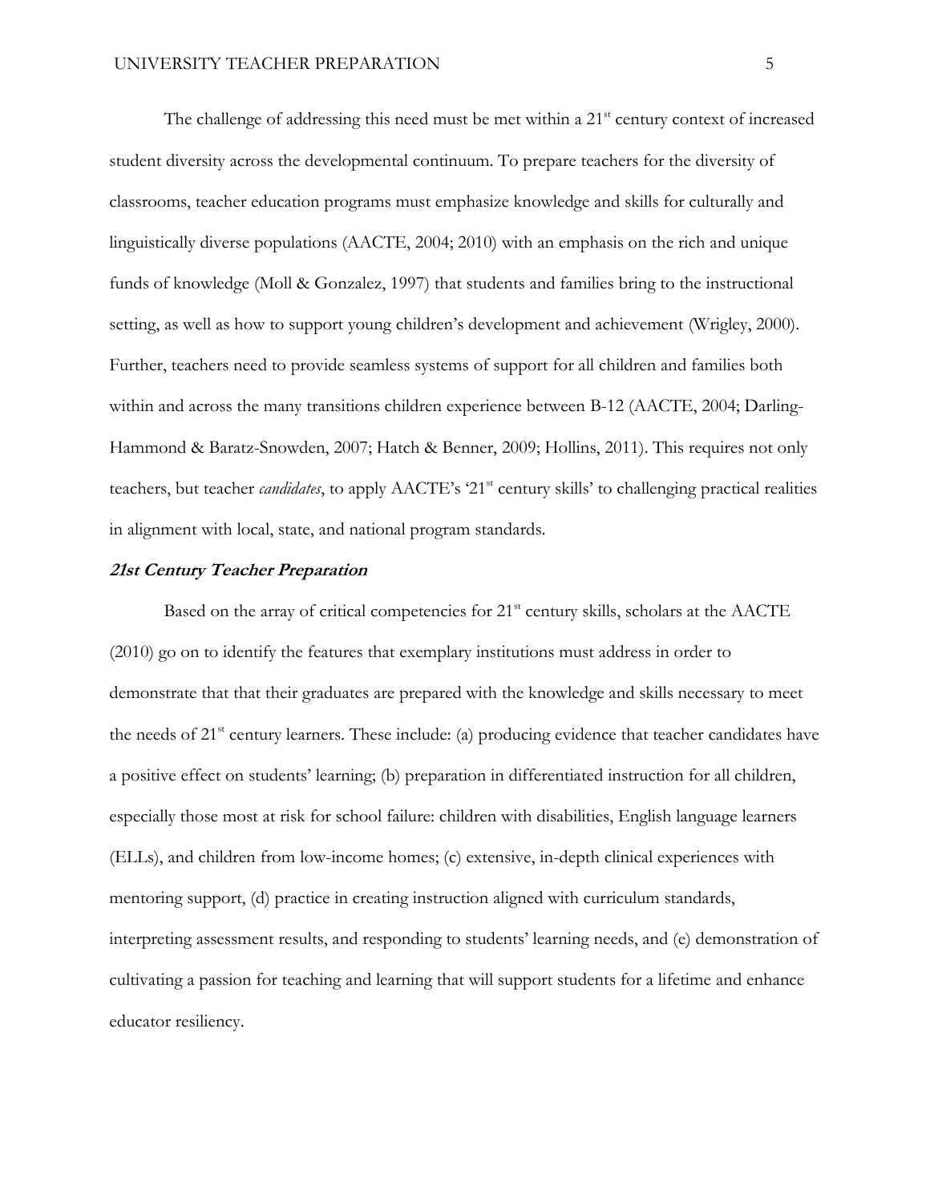The challenge of addressing this need must be met within a 21[st] century context of increased student diversity across the developmental continuum. To prepare teachers for the diversity of classrooms, teacher education programs must emphasize knowledge and skills for culturally and linguistically diverse populations (AACTE, 2004; 2010) with an emphasis on the rich and unique funds of knowledge (Moll & Gonzalez, 1997) that students and families bring to the instructional setting, as well as how to support young children's development and achievement (Wrigley, 2000). Further, teachers need to provide seamless systems of support for all children and families both within and across the many transitions children experience between B-12 (AACTE, 2004; Darling-Hammond & Baratz-Snowden, 2007; Hatch & Benner, 2009; Hollins, 2011). This requires not only teachers, but teacher *candidates*, to apply AACTE's '21[st] century skills' to challenging practical realities in alignment with local, state, and national program standards.

### ***21st Century Teacher Preparation***

Based on the array of critical competencies for 21[st] century skills, scholars at the AACTE (2010) go on to identify the features that exemplary institutions must address in order to demonstrate that that their graduates are prepared with the knowledge and skills necessary to meet the needs of 21[st] century learners. These include: (a) producing evidence that teacher candidates have a positive effect on students' learning; (b) preparation in differentiated instruction for all children, especially those most at risk for school failure: children with disabilities, English language learners (ELLs), and children from low-income homes; (c) extensive, in-depth clinical experiences with mentoring support, (d) practice in creating instruction aligned with curriculum standards, interpreting assessment results, and responding to students' learning needs, and (e) demonstration of cultivating a passion for teaching and learning that will support students for a lifetime and enhance educator resiliency.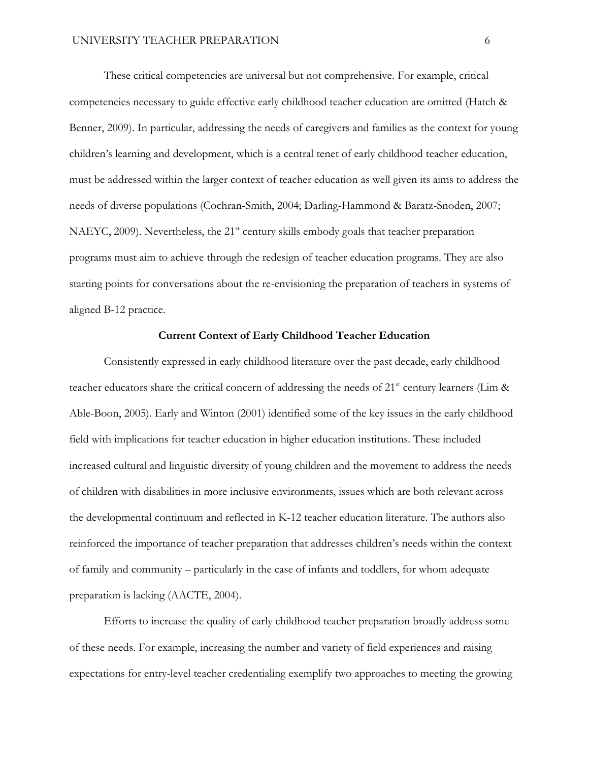These critical competencies are universal but not comprehensive. For example, critical competencies necessary to guide effective early childhood teacher education are omitted (Hatch & Benner, 2009). In particular, addressing the needs of caregivers and families as the context for young children's learning and development, which is a central tenet of early childhood teacher education, must be addressed within the larger context of teacher education as well given its aims to address the needs of diverse populations (Cochran-Smith, 2004; Darling-Hammond & Baratz-Snoden, 2007; NAEYC, 2009). Nevertheless, the 21st century skills embody goals that teacher preparation programs must aim to achieve through the redesign of teacher education programs. They are also starting points for conversations about the re-envisioning the preparation of teachers in systems of aligned B-12 practice.

## Current Context of Early Childhood Teacher Education

Consistently expressed in early childhood literature over the past decade, early childhood teacher educators share the critical concern of addressing the needs of 21st century learners (Lim & Able-Boon, 2005). Early and Winton (2001) identified some of the key issues in the early childhood field with implications for teacher education in higher education institutions. These included increased cultural and linguistic diversity of young children and the movement to address the needs of children with disabilities in more inclusive environments, issues which are both relevant across the developmental continuum and reflected in K-12 teacher education literature. The authors also reinforced the importance of teacher preparation that addresses children's needs within the context of family and community – particularly in the case of infants and toddlers, for whom adequate preparation is lacking (AACTE, 2004).

Efforts to increase the quality of early childhood teacher preparation broadly address some of these needs. For example, increasing the number and variety of field experiences and raising expectations for entry-level teacher credentialing exemplify two approaches to meeting the growing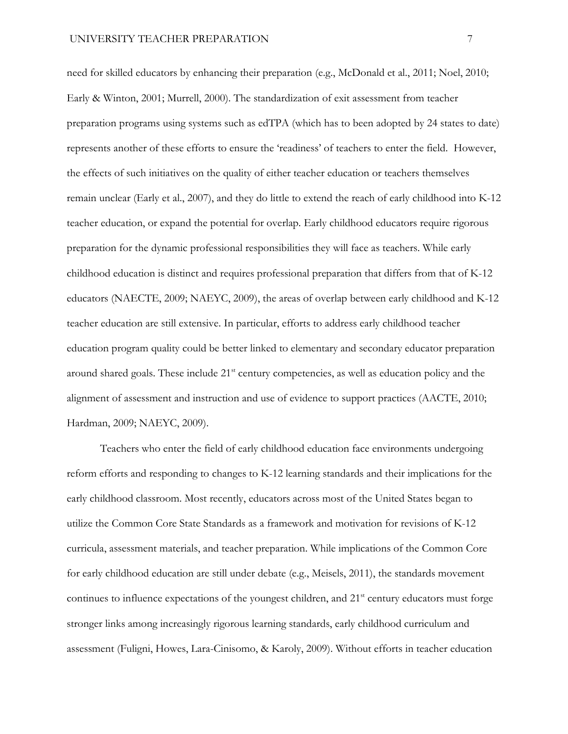need for skilled educators by enhancing their preparation (e.g., McDonald et al., 2011; Noel, 2010; Early & Winton, 2001; Murrell, 2000). The standardization of exit assessment from teacher preparation programs using systems such as edTPA (which has to been adopted by 24 states to date) represents another of these efforts to ensure the 'readiness' of teachers to enter the field. However, the effects of such initiatives on the quality of either teacher education or teachers themselves remain unclear (Early et al., 2007), and they do little to extend the reach of early childhood into K-12 teacher education, or expand the potential for overlap. Early childhood educators require rigorous preparation for the dynamic professional responsibilities they will face as teachers. While early childhood education is distinct and requires professional preparation that differs from that of K-12 educators (NAECTE, 2009; NAEYC, 2009), the areas of overlap between early childhood and K-12 teacher education are still extensive. In particular, efforts to address early childhood teacher education program quality could be better linked to elementary and secondary educator preparation around shared goals. These include 21st century competencies, as well as education policy and the alignment of assessment and instruction and use of evidence to support practices (AACTE, 2010; Hardman, 2009; NAEYC, 2009).

Teachers who enter the field of early childhood education face environments undergoing reform efforts and responding to changes to K-12 learning standards and their implications for the early childhood classroom. Most recently, educators across most of the United States began to utilize the Common Core State Standards as a framework and motivation for revisions of K-12 curricula, assessment materials, and teacher preparation. While implications of the Common Core for early childhood education are still under debate (e.g., Meisels, 2011), the standards movement continues to influence expectations of the youngest children, and 21st century educators must forge stronger links among increasingly rigorous learning standards, early childhood curriculum and assessment (Fuligni, Howes, Lara-Cinisomo, & Karoly, 2009). Without efforts in teacher education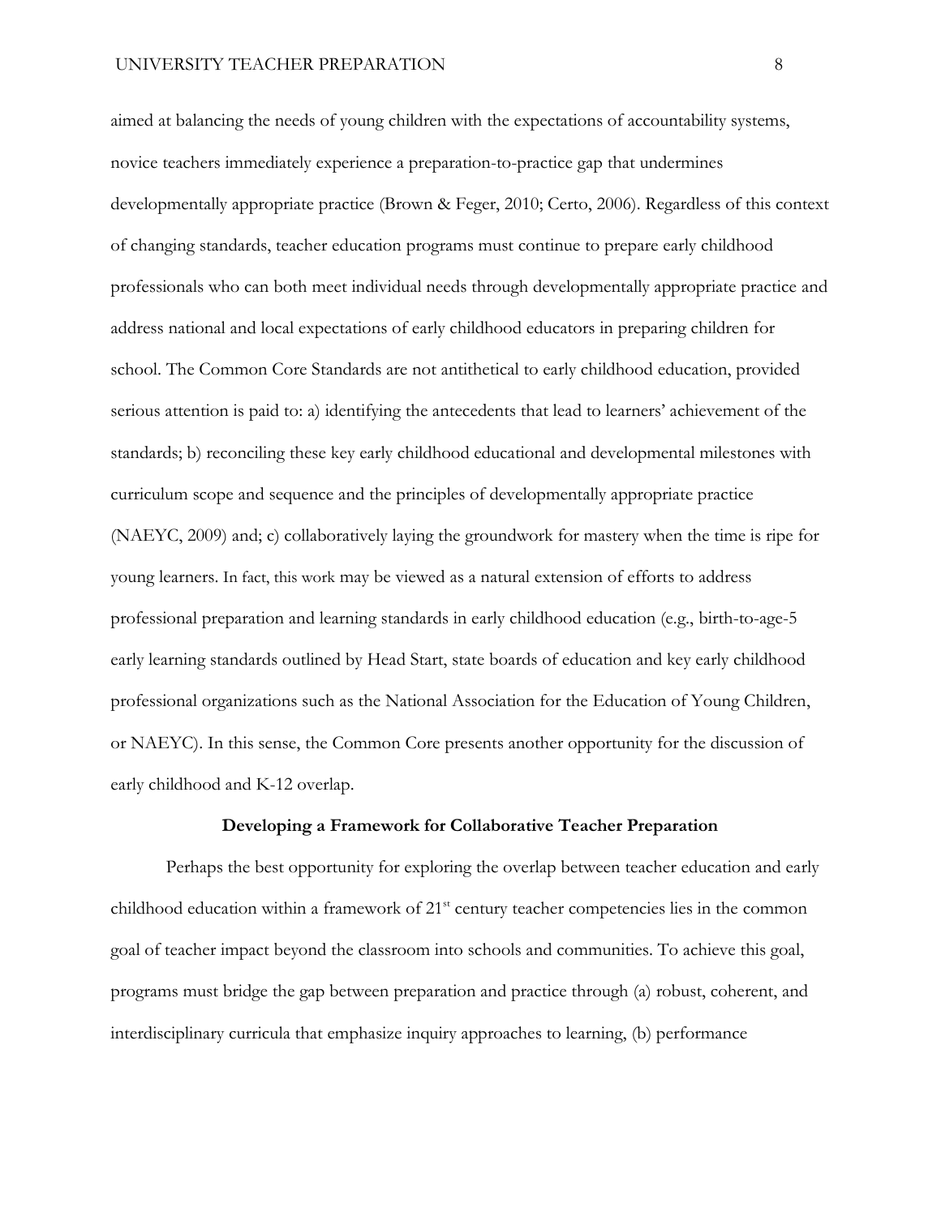aimed at balancing the needs of young children with the expectations of accountability systems, novice teachers immediately experience a preparation-to-practice gap that undermines developmentally appropriate practice (Brown & Feger, 2010; Certo, 2006). Regardless of this context of changing standards, teacher education programs must continue to prepare early childhood professionals who can both meet individual needs through developmentally appropriate practice and address national and local expectations of early childhood educators in preparing children for school. The Common Core Standards are not antithetical to early childhood education, provided serious attention is paid to: a) identifying the antecedents that lead to learners' achievement of the standards; b) reconciling these key early childhood educational and developmental milestones with curriculum scope and sequence and the principles of developmentally appropriate practice (NAEYC, 2009) and; c) collaboratively laying the groundwork for mastery when the time is ripe for young learners. In fact, this work may be viewed as a natural extension of efforts to address professional preparation and learning standards in early childhood education (e.g., birth-to-age-5 early learning standards outlined by Head Start, state boards of education and key early childhood professional organizations such as the National Association for the Education of Young Children, or NAEYC). In this sense, the Common Core presents another opportunity for the discussion of early childhood and K-12 overlap.

## Developing a Framework for Collaborative Teacher Preparation

Perhaps the best opportunity for exploring the overlap between teacher education and early childhood education within a framework of 21st century teacher competencies lies in the common goal of teacher impact beyond the classroom into schools and communities. To achieve this goal, programs must bridge the gap between preparation and practice through (a) robust, coherent, and interdisciplinary curricula that emphasize inquiry approaches to learning, (b) performance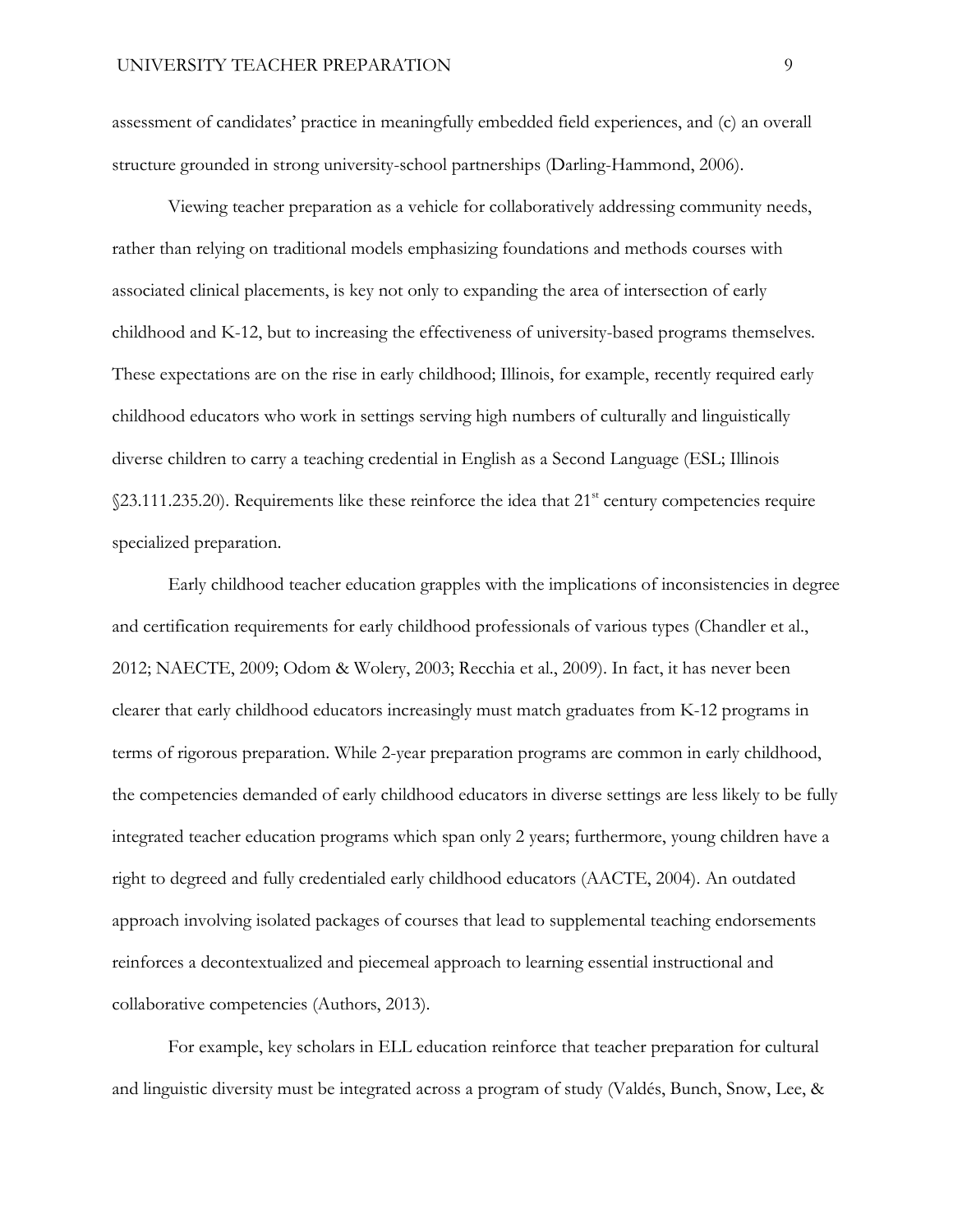assessment of candidates' practice in meaningfully embedded field experiences, and (c) an overall structure grounded in strong university-school partnerships (Darling-Hammond, 2006).

Viewing teacher preparation as a vehicle for collaboratively addressing community needs, rather than relying on traditional models emphasizing foundations and methods courses with associated clinical placements, is key not only to expanding the area of intersection of early childhood and K-12, but to increasing the effectiveness of university-based programs themselves. These expectations are on the rise in early childhood; Illinois, for example, recently required early childhood educators who work in settings serving high numbers of culturally and linguistically diverse children to carry a teaching credential in English as a Second Language (ESL; Illinois §23.111.235.20). Requirements like these reinforce the idea that 21st century competencies require specialized preparation.

Early childhood teacher education grapples with the implications of inconsistencies in degree and certification requirements for early childhood professionals of various types (Chandler et al., 2012; NAECTE, 2009; Odom & Wolery, 2003; Recchia et al., 2009). In fact, it has never been clearer that early childhood educators increasingly must match graduates from K-12 programs in terms of rigorous preparation. While 2-year preparation programs are common in early childhood, the competencies demanded of early childhood educators in diverse settings are less likely to be fully integrated teacher education programs which span only 2 years; furthermore, young children have a right to degreed and fully credentialed early childhood educators (AACTE, 2004). An outdated approach involving isolated packages of courses that lead to supplemental teaching endorsements reinforces a decontextualized and piecemeal approach to learning essential instructional and collaborative competencies (Authors, 2013).

For example, key scholars in ELL education reinforce that teacher preparation for cultural and linguistic diversity must be integrated across a program of study (Valdés, Bunch, Snow, Lee, &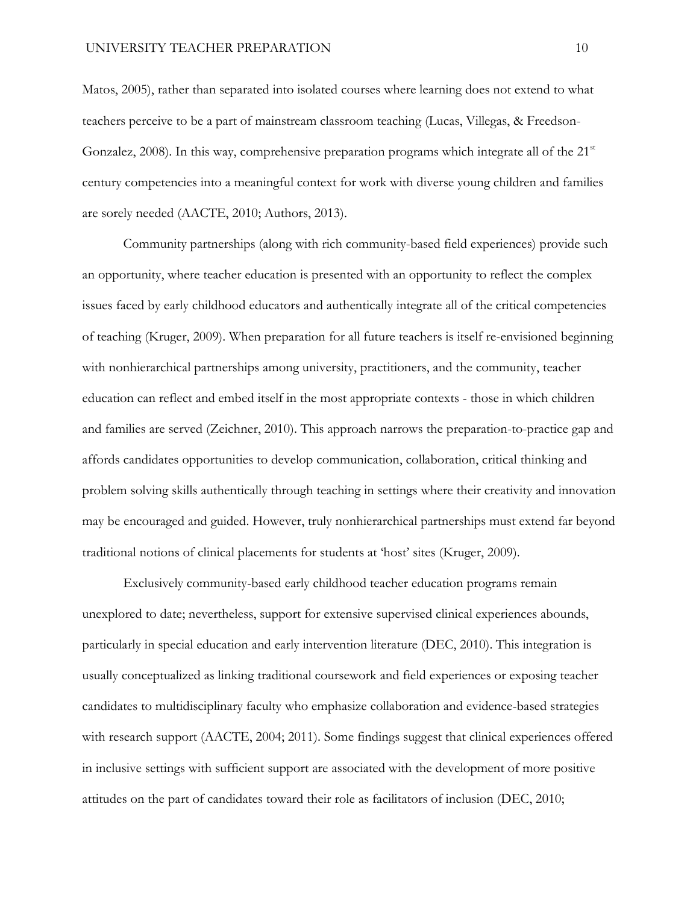Matos, 2005), rather than separated into isolated courses where learning does not extend to what teachers perceive to be a part of mainstream classroom teaching (Lucas, Villegas, & Freedson-Gonzalez, 2008). In this way, comprehensive preparation programs which integrate all of the 21st century competencies into a meaningful context for work with diverse young children and families are sorely needed (AACTE, 2010; Authors, 2013).

Community partnerships (along with rich community-based field experiences) provide such an opportunity, where teacher education is presented with an opportunity to reflect the complex issues faced by early childhood educators and authentically integrate all of the critical competencies of teaching (Kruger, 2009). When preparation for all future teachers is itself re-envisioned beginning with nonhierarchical partnerships among university, practitioners, and the community, teacher education can reflect and embed itself in the most appropriate contexts - those in which children and families are served (Zeichner, 2010). This approach narrows the preparation-to-practice gap and affords candidates opportunities to develop communication, collaboration, critical thinking and problem solving skills authentically through teaching in settings where their creativity and innovation may be encouraged and guided. However, truly nonhierarchical partnerships must extend far beyond traditional notions of clinical placements for students at 'host' sites (Kruger, 2009).

Exclusively community-based early childhood teacher education programs remain unexplored to date; nevertheless, support for extensive supervised clinical experiences abounds, particularly in special education and early intervention literature (DEC, 2010). This integration is usually conceptualized as linking traditional coursework and field experiences or exposing teacher candidates to multidisciplinary faculty who emphasize collaboration and evidence-based strategies with research support (AACTE, 2004; 2011). Some findings suggest that clinical experiences offered in inclusive settings with sufficient support are associated with the development of more positive attitudes on the part of candidates toward their role as facilitators of inclusion (DEC, 2010;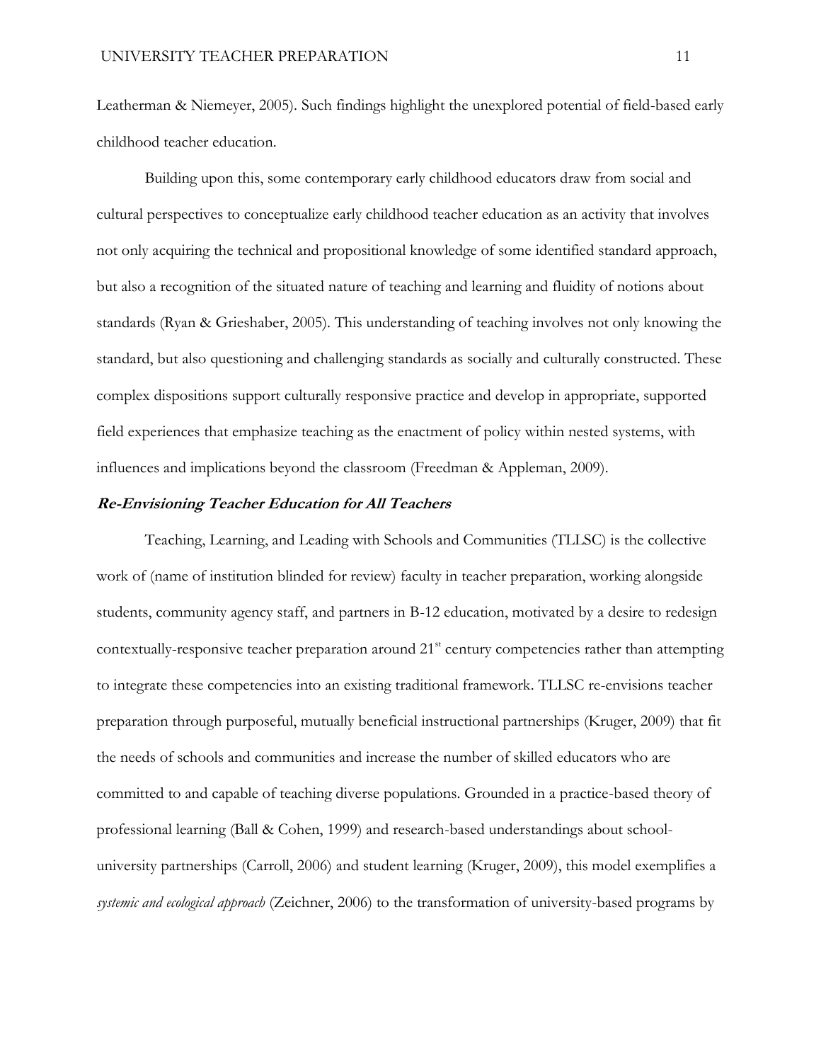Leatherman & Niemeyer, 2005). Such findings highlight the unexplored potential of field-based early childhood teacher education.

Building upon this, some contemporary early childhood educators draw from social and cultural perspectives to conceptualize early childhood teacher education as an activity that involves not only acquiring the technical and propositional knowledge of some identified standard approach, but also a recognition of the situated nature of teaching and learning and fluidity of notions about standards (Ryan & Grieshaber, 2005). This understanding of teaching involves not only knowing the standard, but also questioning and challenging standards as socially and culturally constructed. These complex dispositions support culturally responsive practice and develop in appropriate, supported field experiences that emphasize teaching as the enactment of policy within nested systems, with influences and implications beyond the classroom (Freedman & Appleman, 2009).

### *Re-Envisioning Teacher Education for All Teachers*

Teaching, Learning, and Leading with Schools and Communities (TLLSC) is the collective work of (name of institution blinded for review) faculty in teacher preparation, working alongside students, community agency staff, and partners in B-12 education, motivated by a desire to redesign contextually-responsive teacher preparation around 21st century competencies rather than attempting to integrate these competencies into an existing traditional framework. TLLSC re-envisions teacher preparation through purposeful, mutually beneficial instructional partnerships (Kruger, 2009) that fit the needs of schools and communities and increase the number of skilled educators who are committed to and capable of teaching diverse populations. Grounded in a practice-based theory of professional learning (Ball & Cohen, 1999) and research-based understandings about school-university partnerships (Carroll, 2006) and student learning (Kruger, 2009), this model exemplifies a *systemic and ecological approach* (Zeichner, 2006) to the transformation of university-based programs by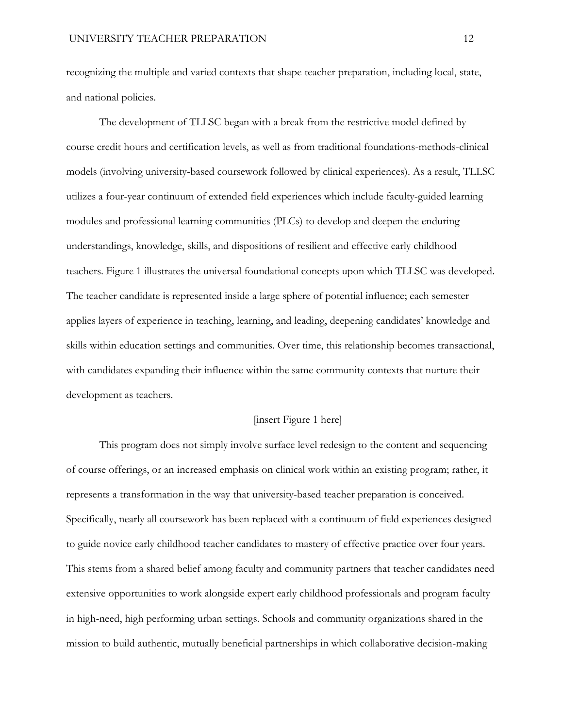recognizing the multiple and varied contexts that shape teacher preparation, including local, state, and national policies.

The development of TLLSC began with a break from the restrictive model defined by course credit hours and certification levels, as well as from traditional foundations-methods-clinical models (involving university-based coursework followed by clinical experiences). As a result, TLLSC utilizes a four-year continuum of extended field experiences which include faculty-guided learning modules and professional learning communities (PLCs) to develop and deepen the enduring understandings, knowledge, skills, and dispositions of resilient and effective early childhood teachers. Figure 1 illustrates the universal foundational concepts upon which TLLSC was developed. The teacher candidate is represented inside a large sphere of potential influence; each semester applies layers of experience in teaching, learning, and leading, deepening candidates' knowledge and skills within education settings and communities. Over time, this relationship becomes transactional, with candidates expanding their influence within the same community contexts that nurture their development as teachers.

[insert Figure 1 here]

This program does not simply involve surface level redesign to the content and sequencing of course offerings, or an increased emphasis on clinical work within an existing program; rather, it represents a transformation in the way that university-based teacher preparation is conceived. Specifically, nearly all coursework has been replaced with a continuum of field experiences designed to guide novice early childhood teacher candidates to mastery of effective practice over four years. This stems from a shared belief among faculty and community partners that teacher candidates need extensive opportunities to work alongside expert early childhood professionals and program faculty in high-need, high performing urban settings. Schools and community organizations shared in the mission to build authentic, mutually beneficial partnerships in which collaborative decision-making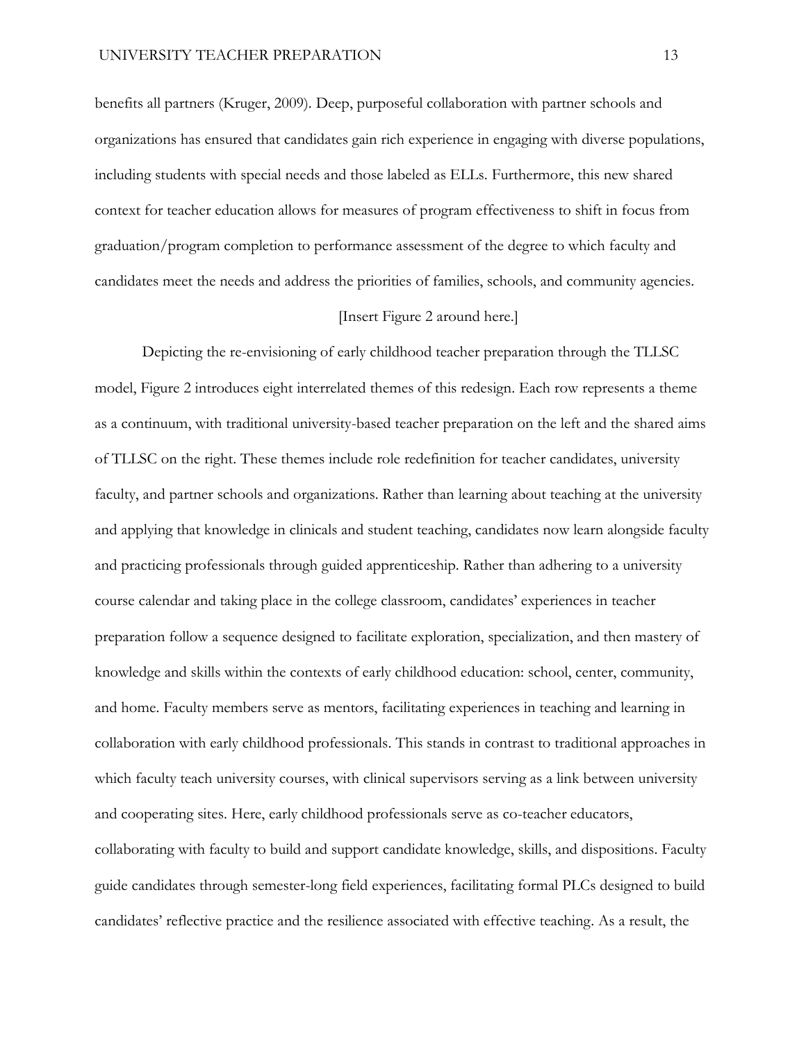benefits all partners (Kruger, 2009). Deep, purposeful collaboration with partner schools and organizations has ensured that candidates gain rich experience in engaging with diverse populations, including students with special needs and those labeled as ELLs. Furthermore, this new shared context for teacher education allows for measures of program effectiveness to shift in focus from graduation/program completion to performance assessment of the degree to which faculty and candidates meet the needs and address the priorities of families, schools, and community agencies.

[Insert Figure 2 around here.]

Depicting the re-envisioning of early childhood teacher preparation through the TLLSC model, Figure 2 introduces eight interrelated themes of this redesign. Each row represents a theme as a continuum, with traditional university-based teacher preparation on the left and the shared aims of TLLSC on the right. These themes include role redefinition for teacher candidates, university faculty, and partner schools and organizations. Rather than learning about teaching at the university and applying that knowledge in clinicals and student teaching, candidates now learn alongside faculty and practicing professionals through guided apprenticeship. Rather than adhering to a university course calendar and taking place in the college classroom, candidates' experiences in teacher preparation follow a sequence designed to facilitate exploration, specialization, and then mastery of knowledge and skills within the contexts of early childhood education: school, center, community, and home. Faculty members serve as mentors, facilitating experiences in teaching and learning in collaboration with early childhood professionals. This stands in contrast to traditional approaches in which faculty teach university courses, with clinical supervisors serving as a link between university and cooperating sites. Here, early childhood professionals serve as co-teacher educators, collaborating with faculty to build and support candidate knowledge, skills, and dispositions. Faculty guide candidates through semester-long field experiences, facilitating formal PLCs designed to build candidates' reflective practice and the resilience associated with effective teaching. As a result, the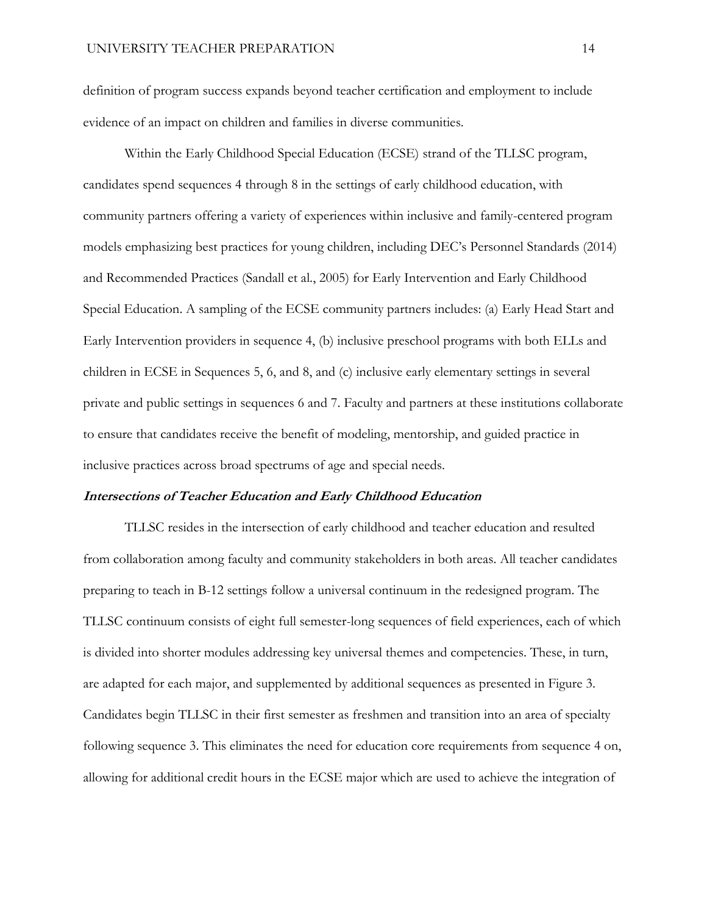definition of program success expands beyond teacher certification and employment to include evidence of an impact on children and families in diverse communities.

Within the Early Childhood Special Education (ECSE) strand of the TLLSC program, candidates spend sequences 4 through 8 in the settings of early childhood education, with community partners offering a variety of experiences within inclusive and family-centered program models emphasizing best practices for young children, including DEC's Personnel Standards (2014) and Recommended Practices (Sandall et al., 2005) for Early Intervention and Early Childhood Special Education. A sampling of the ECSE community partners includes: (a) Early Head Start and Early Intervention providers in sequence 4, (b) inclusive preschool programs with both ELLs and children in ECSE in Sequences 5, 6, and 8, and (c) inclusive early elementary settings in several private and public settings in sequences 6 and 7. Faculty and partners at these institutions collaborate to ensure that candidates receive the benefit of modeling, mentorship, and guided practice in inclusive practices across broad spectrums of age and special needs.

### ***Intersections of Teacher Education and Early Childhood Education***

TLLSC resides in the intersection of early childhood and teacher education and resulted from collaboration among faculty and community stakeholders in both areas. All teacher candidates preparing to teach in B-12 settings follow a universal continuum in the redesigned program. The TLLSC continuum consists of eight full semester-long sequences of field experiences, each of which is divided into shorter modules addressing key universal themes and competencies. These, in turn, are adapted for each major, and supplemented by additional sequences as presented in Figure 3. Candidates begin TLLSC in their first semester as freshmen and transition into an area of specialty following sequence 3. This eliminates the need for education core requirements from sequence 4 on, allowing for additional credit hours in the ECSE major which are used to achieve the integration of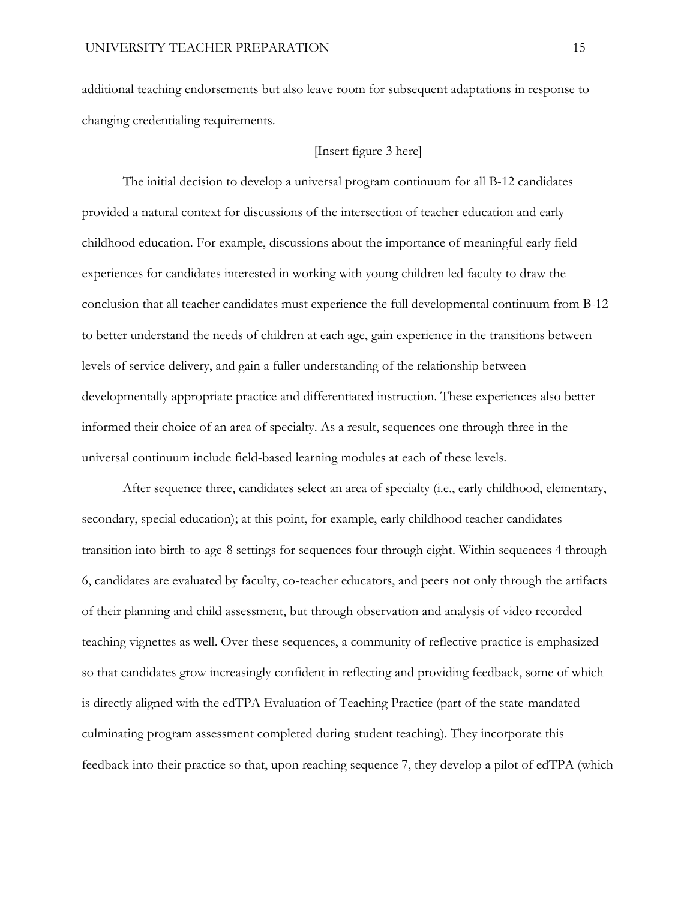additional teaching endorsements but also leave room for subsequent adaptations in response to changing credentialing requirements.

[Insert figure 3 here]

The initial decision to develop a universal program continuum for all B-12 candidates provided a natural context for discussions of the intersection of teacher education and early childhood education. For example, discussions about the importance of meaningful early field experiences for candidates interested in working with young children led faculty to draw the conclusion that all teacher candidates must experience the full developmental continuum from B-12 to better understand the needs of children at each age, gain experience in the transitions between levels of service delivery, and gain a fuller understanding of the relationship between developmentally appropriate practice and differentiated instruction. These experiences also better informed their choice of an area of specialty. As a result, sequences one through three in the universal continuum include field-based learning modules at each of these levels.

After sequence three, candidates select an area of specialty (i.e., early childhood, elementary, secondary, special education); at this point, for example, early childhood teacher candidates transition into birth-to-age-8 settings for sequences four through eight. Within sequences 4 through 6, candidates are evaluated by faculty, co-teacher educators, and peers not only through the artifacts of their planning and child assessment, but through observation and analysis of video recorded teaching vignettes as well. Over these sequences, a community of reflective practice is emphasized so that candidates grow increasingly confident in reflecting and providing feedback, some of which is directly aligned with the edTPA Evaluation of Teaching Practice (part of the state-mandated culminating program assessment completed during student teaching). They incorporate this feedback into their practice so that, upon reaching sequence 7, they develop a pilot of edTPA (which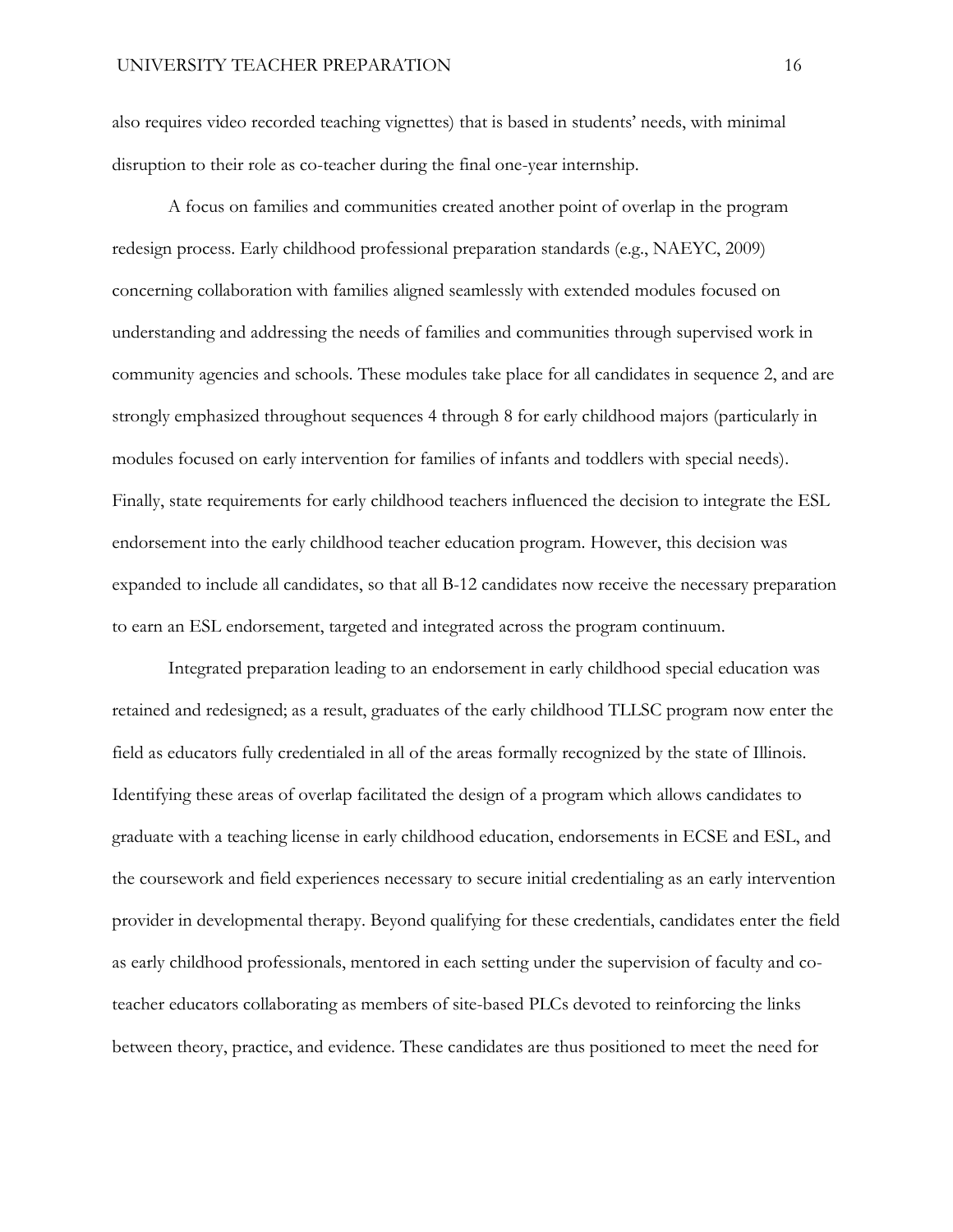also requires video recorded teaching vignettes) that is based in students' needs, with minimal disruption to their role as co-teacher during the final one-year internship.

A focus on families and communities created another point of overlap in the program redesign process. Early childhood professional preparation standards (e.g., NAEYC, 2009) concerning collaboration with families aligned seamlessly with extended modules focused on understanding and addressing the needs of families and communities through supervised work in community agencies and schools. These modules take place for all candidates in sequence 2, and are strongly emphasized throughout sequences 4 through 8 for early childhood majors (particularly in modules focused on early intervention for families of infants and toddlers with special needs). Finally, state requirements for early childhood teachers influenced the decision to integrate the ESL endorsement into the early childhood teacher education program. However, this decision was expanded to include all candidates, so that all B-12 candidates now receive the necessary preparation to earn an ESL endorsement, targeted and integrated across the program continuum.

Integrated preparation leading to an endorsement in early childhood special education was retained and redesigned; as a result, graduates of the early childhood TLLSC program now enter the field as educators fully credentialed in all of the areas formally recognized by the state of Illinois. Identifying these areas of overlap facilitated the design of a program which allows candidates to graduate with a teaching license in early childhood education, endorsements in ECSE and ESL, and the coursework and field experiences necessary to secure initial credentialing as an early intervention provider in developmental therapy. Beyond qualifying for these credentials, candidates enter the field as early childhood professionals, mentored in each setting under the supervision of faculty and co-teacher educators collaborating as members of site-based PLCs devoted to reinforcing the links between theory, practice, and evidence. These candidates are thus positioned to meet the need for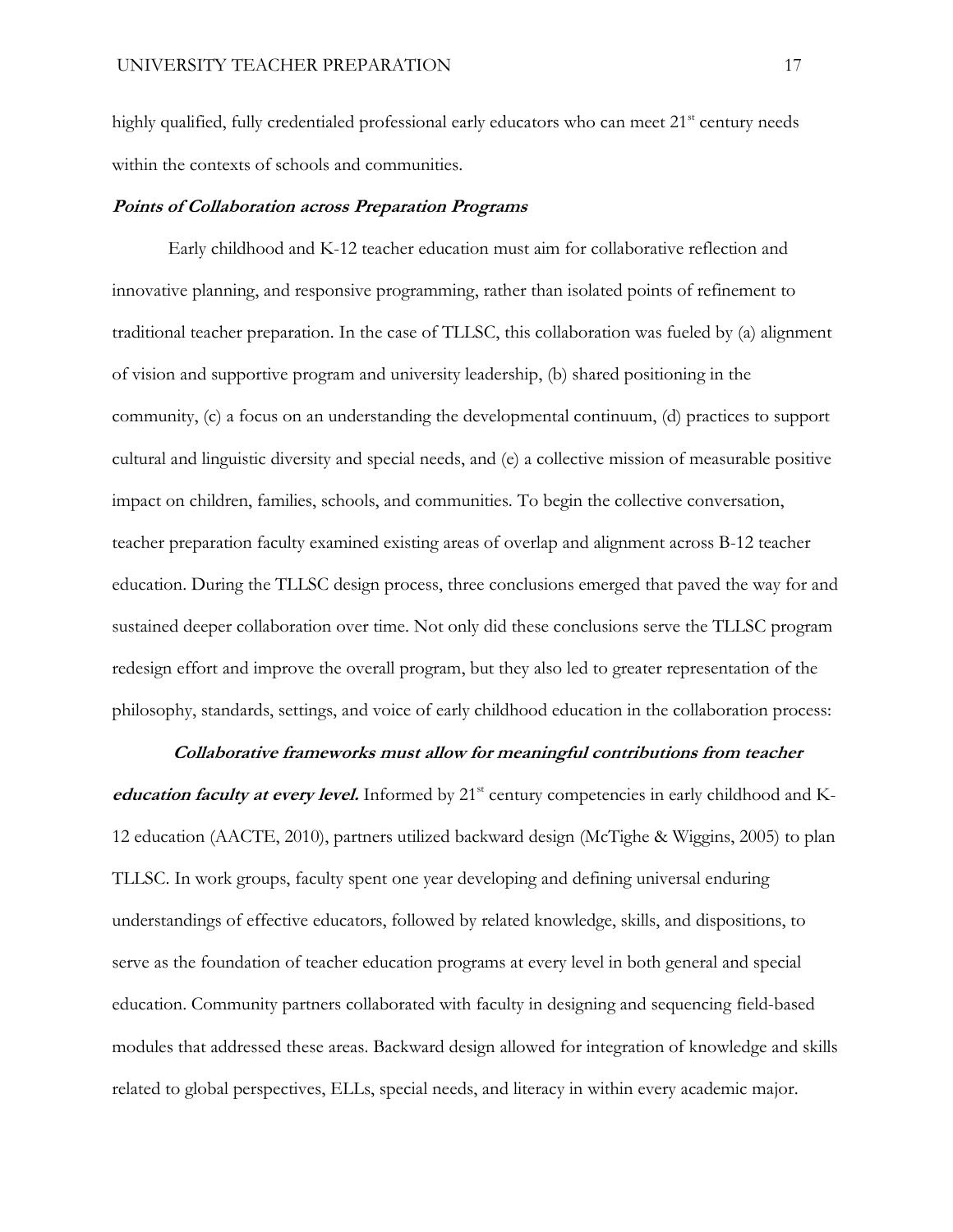highly qualified, fully credentialed professional early educators who can meet 21st century needs within the contexts of schools and communities.

### *Points of Collaboration across Preparation Programs*

Early childhood and K-12 teacher education must aim for collaborative reflection and innovative planning, and responsive programming, rather than isolated points of refinement to traditional teacher preparation. In the case of TLLSC, this collaboration was fueled by (a) alignment of vision and supportive program and university leadership, (b) shared positioning in the community, (c) a focus on an understanding the developmental continuum, (d) practices to support cultural and linguistic diversity and special needs, and (e) a collective mission of measurable positive impact on children, families, schools, and communities. To begin the collective conversation, teacher preparation faculty examined existing areas of overlap and alignment across B-12 teacher education. During the TLLSC design process, three conclusions emerged that paved the way for and sustained deeper collaboration over time. Not only did these conclusions serve the TLLSC program redesign effort and improve the overall program, but they also led to greater representation of the philosophy, standards, settings, and voice of early childhood education in the collaboration process:

***Collaborative frameworks must allow for meaningful contributions from teacher education faculty at every level.*** Informed by 21st century competencies in early childhood and K-12 education (AACTE, 2010), partners utilized backward design (McTighe & Wiggins, 2005) to plan TLLSC. In work groups, faculty spent one year developing and defining universal enduring understandings of effective educators, followed by related knowledge, skills, and dispositions, to serve as the foundation of teacher education programs at every level in both general and special education. Community partners collaborated with faculty in designing and sequencing field-based modules that addressed these areas. Backward design allowed for integration of knowledge and skills related to global perspectives, ELLs, special needs, and literacy in within every academic major.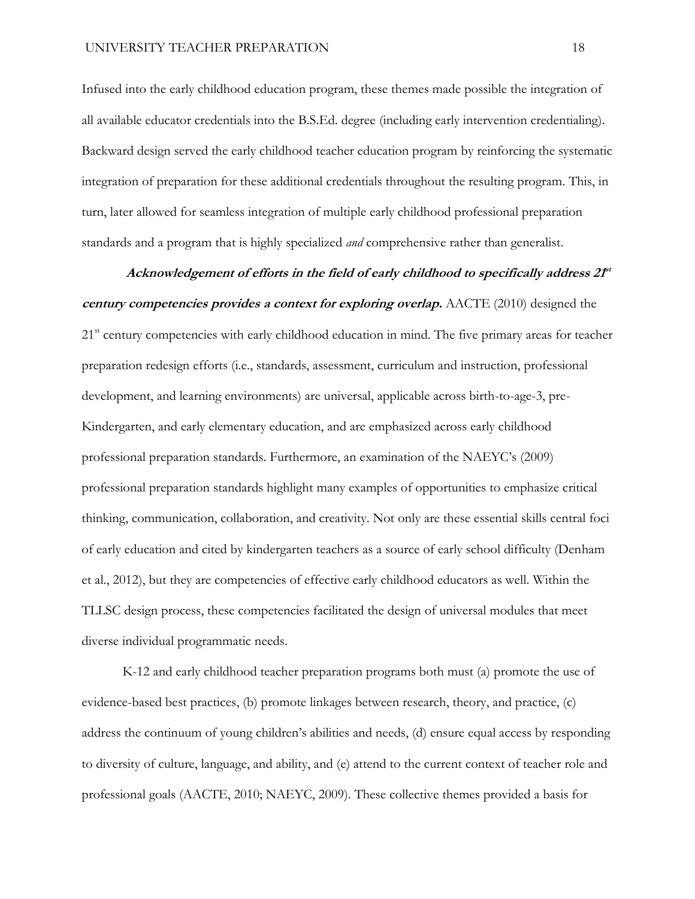Infused into the early childhood education program, these themes made possible the integration of all available educator credentials into the B.S.Ed. degree (including early intervention credentialing). Backward design served the early childhood teacher education program by reinforcing the systematic integration of preparation for these additional credentials throughout the resulting program. This, in turn, later allowed for seamless integration of multiple early childhood professional preparation standards and a program that is highly specialized *and* comprehensive rather than generalist.

***Acknowledgement of efforts in the field of early childhood to specifically address 21st century competencies provides a context for exploring overlap.*** AACTE (2010) designed the 21st century competencies with early childhood education in mind. The five primary areas for teacher preparation redesign efforts (i.e., standards, assessment, curriculum and instruction, professional development, and learning environments) are universal, applicable across birth-to-age-3, pre-Kindergarten, and early elementary education, and are emphasized across early childhood professional preparation standards. Furthermore, an examination of the NAEYC's (2009) professional preparation standards highlight many examples of opportunities to emphasize critical thinking, communication, collaboration, and creativity. Not only are these essential skills central foci of early education and cited by kindergarten teachers as a source of early school difficulty (Denham et al., 2012), but they are competencies of effective early childhood educators as well. Within the TLLSC design process, these competencies facilitated the design of universal modules that meet diverse individual programmatic needs.

K-12 and early childhood teacher preparation programs both must (a) promote the use of evidence-based best practices, (b) promote linkages between research, theory, and practice, (c) address the continuum of young children's abilities and needs, (d) ensure equal access by responding to diversity of culture, language, and ability, and (e) attend to the current context of teacher role and professional goals (AACTE, 2010; NAEYC, 2009). These collective themes provided a basis for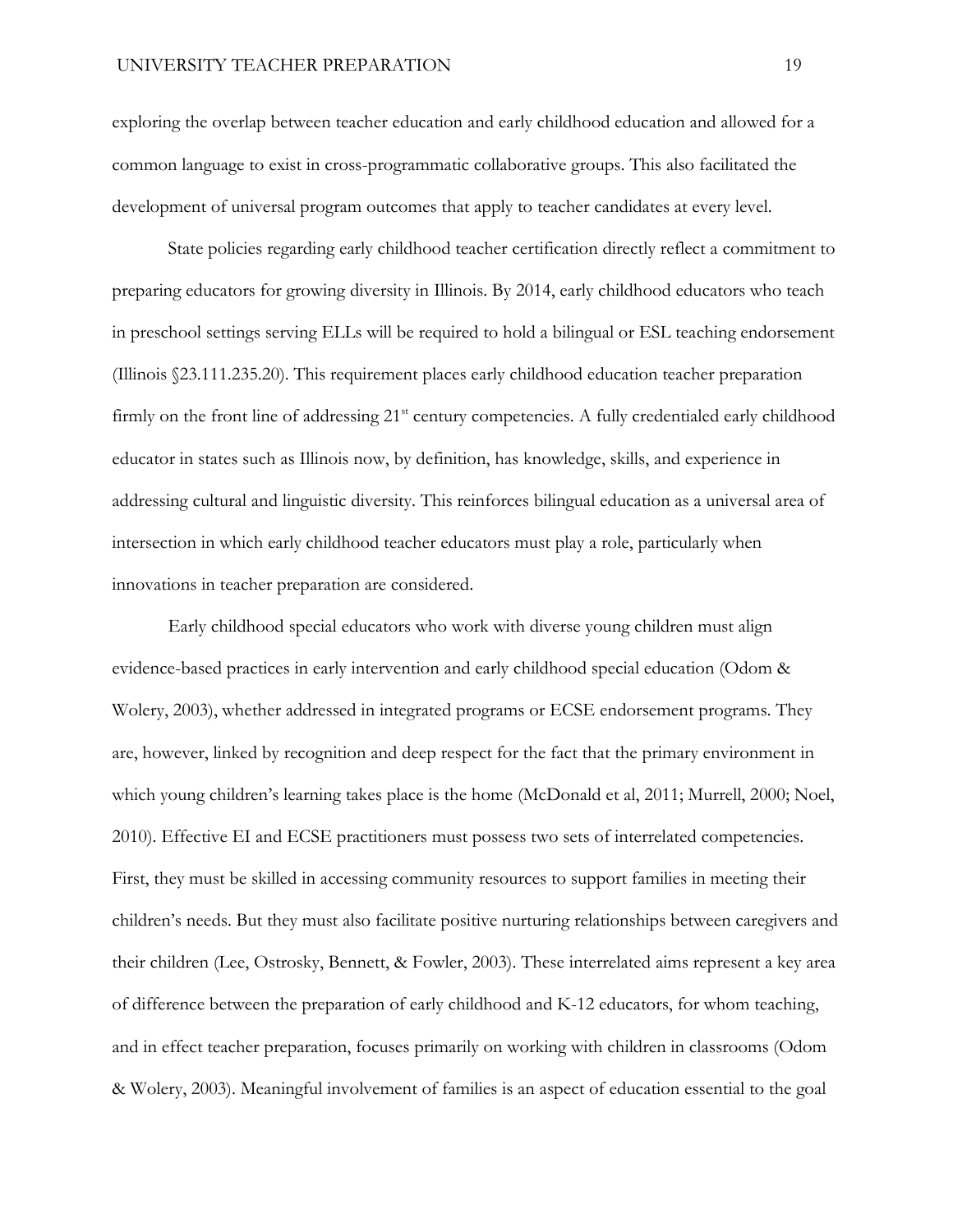exploring the overlap between teacher education and early childhood education and allowed for a common language to exist in cross-programmatic collaborative groups. This also facilitated the development of universal program outcomes that apply to teacher candidates at every level.

State policies regarding early childhood teacher certification directly reflect a commitment to preparing educators for growing diversity in Illinois. By 2014, early childhood educators who teach in preschool settings serving ELLs will be required to hold a bilingual or ESL teaching endorsement (Illinois §23.111.235.20). This requirement places early childhood education teacher preparation firmly on the front line of addressing 21st century competencies. A fully credentialed early childhood educator in states such as Illinois now, by definition, has knowledge, skills, and experience in addressing cultural and linguistic diversity. This reinforces bilingual education as a universal area of intersection in which early childhood teacher educators must play a role, particularly when innovations in teacher preparation are considered.

Early childhood special educators who work with diverse young children must align evidence-based practices in early intervention and early childhood special education (Odom & Wolery, 2003), whether addressed in integrated programs or ECSE endorsement programs. They are, however, linked by recognition and deep respect for the fact that the primary environment in which young children's learning takes place is the home (McDonald et al, 2011; Murrell, 2000; Noel, 2010). Effective EI and ECSE practitioners must possess two sets of interrelated competencies. First, they must be skilled in accessing community resources to support families in meeting their children's needs. But they must also facilitate positive nurturing relationships between caregivers and their children (Lee, Ostrosky, Bennett, & Fowler, 2003). These interrelated aims represent a key area of difference between the preparation of early childhood and K-12 educators, for whom teaching, and in effect teacher preparation, focuses primarily on working with children in classrooms (Odom & Wolery, 2003). Meaningful involvement of families is an aspect of education essential to the goal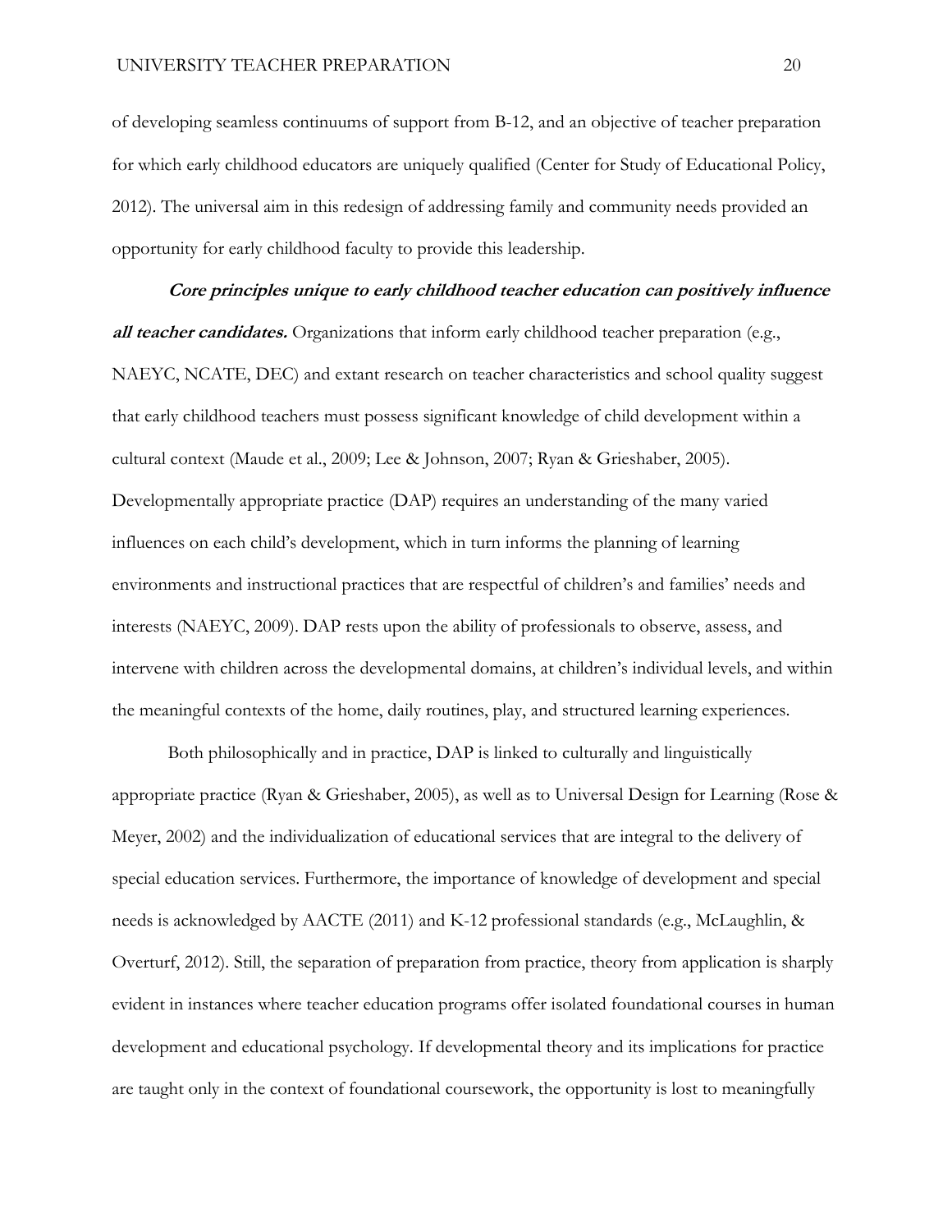of developing seamless continuums of support from B-12, and an objective of teacher preparation for which early childhood educators are uniquely qualified (Center for Study of Educational Policy, 2012). The universal aim in this redesign of addressing family and community needs provided an opportunity for early childhood faculty to provide this leadership.

***Core principles unique to early childhood teacher education can positively influence all teacher candidates.*** Organizations that inform early childhood teacher preparation (e.g., NAEYC, NCATE, DEC) and extant research on teacher characteristics and school quality suggest that early childhood teachers must possess significant knowledge of child development within a cultural context (Maude et al., 2009; Lee & Johnson, 2007; Ryan & Grieshaber, 2005). Developmentally appropriate practice (DAP) requires an understanding of the many varied influences on each child's development, which in turn informs the planning of learning environments and instructional practices that are respectful of children's and families' needs and interests (NAEYC, 2009). DAP rests upon the ability of professionals to observe, assess, and intervene with children across the developmental domains, at children's individual levels, and within the meaningful contexts of the home, daily routines, play, and structured learning experiences.

Both philosophically and in practice, DAP is linked to culturally and linguistically appropriate practice (Ryan & Grieshaber, 2005), as well as to Universal Design for Learning (Rose & Meyer, 2002) and the individualization of educational services that are integral to the delivery of special education services. Furthermore, the importance of knowledge of development and special needs is acknowledged by AACTE (2011) and K-12 professional standards (e.g., McLaughlin, & Overturf, 2012). Still, the separation of preparation from practice, theory from application is sharply evident in instances where teacher education programs offer isolated foundational courses in human development and educational psychology. If developmental theory and its implications for practice are taught only in the context of foundational coursework, the opportunity is lost to meaningfully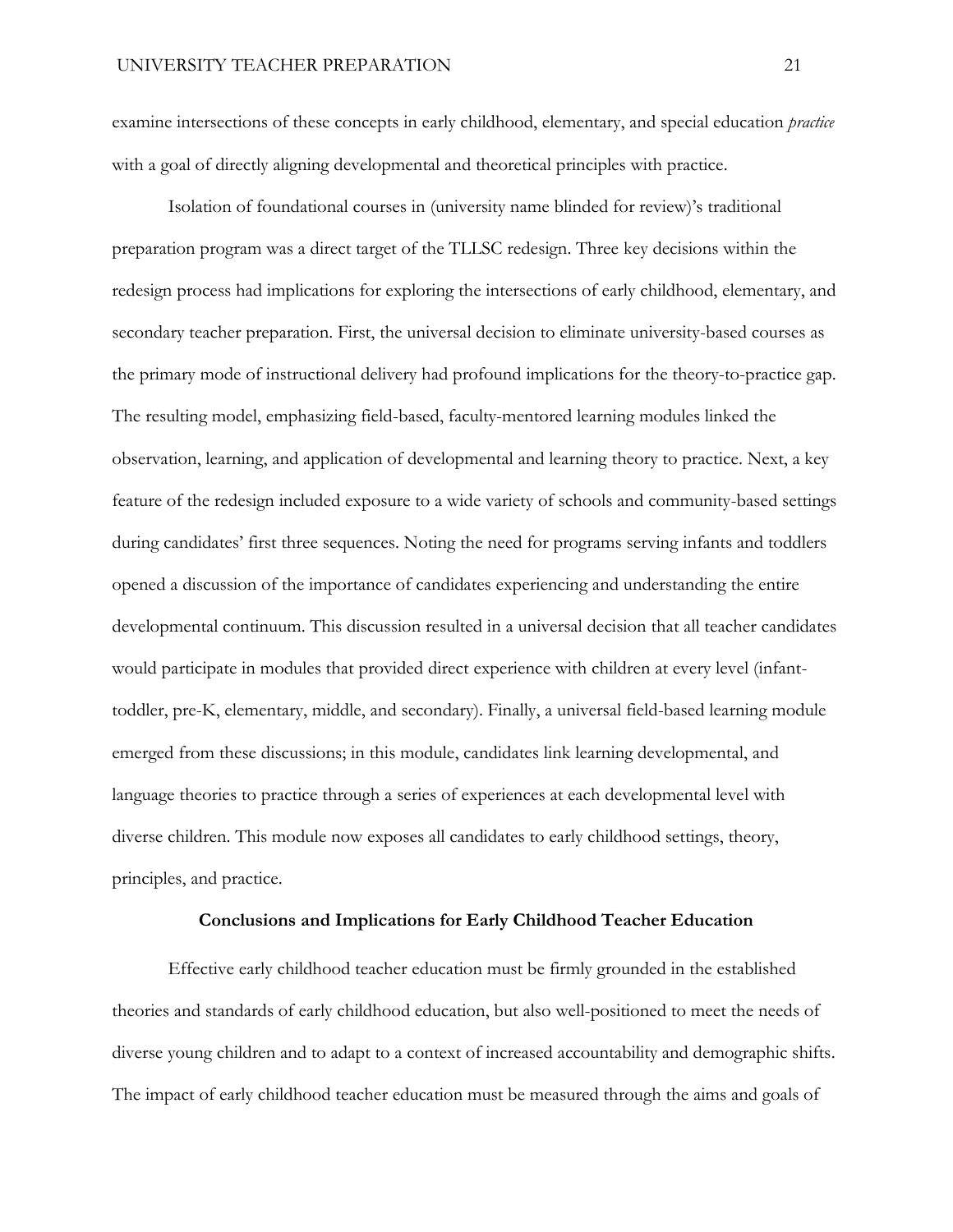examine intersections of these concepts in early childhood, elementary, and special education *practice* with a goal of directly aligning developmental and theoretical principles with practice.

Isolation of foundational courses in (university name blinded for review)'s traditional preparation program was a direct target of the TLLSC redesign. Three key decisions within the redesign process had implications for exploring the intersections of early childhood, elementary, and secondary teacher preparation. First, the universal decision to eliminate university-based courses as the primary mode of instructional delivery had profound implications for the theory-to-practice gap. The resulting model, emphasizing field-based, faculty-mentored learning modules linked the observation, learning, and application of developmental and learning theory to practice. Next, a key feature of the redesign included exposure to a wide variety of schools and community-based settings during candidates' first three sequences. Noting the need for programs serving infants and toddlers opened a discussion of the importance of candidates experiencing and understanding the entire developmental continuum. This discussion resulted in a universal decision that all teacher candidates would participate in modules that provided direct experience with children at every level (infant-toddler, pre-K, elementary, middle, and secondary). Finally, a universal field-based learning module emerged from these discussions; in this module, candidates link learning developmental, and language theories to practice through a series of experiences at each developmental level with diverse children. This module now exposes all candidates to early childhood settings, theory, principles, and practice.

## Conclusions and Implications for Early Childhood Teacher Education

Effective early childhood teacher education must be firmly grounded in the established theories and standards of early childhood education, but also well-positioned to meet the needs of diverse young children and to adapt to a context of increased accountability and demographic shifts. The impact of early childhood teacher education must be measured through the aims and goals of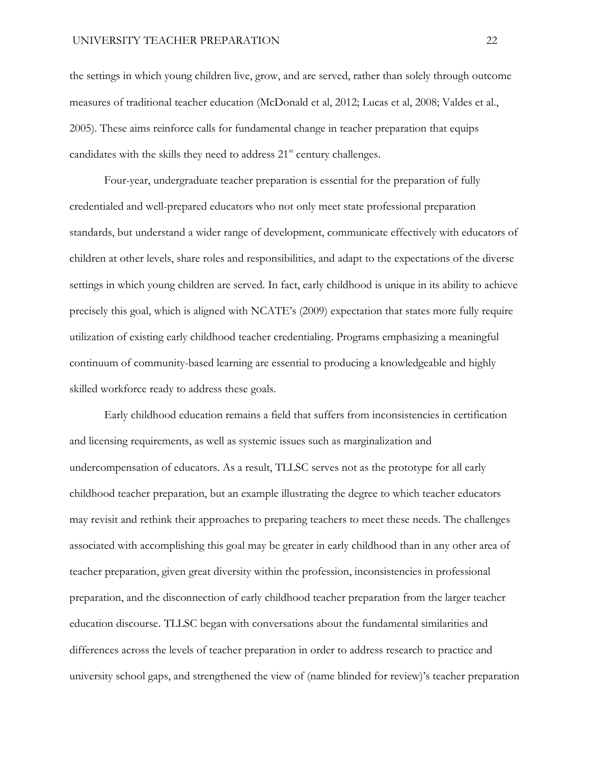the settings in which young children live, grow, and are served, rather than solely through outcome measures of traditional teacher education (McDonald et al, 2012; Lucas et al, 2008; Valdes et al., 2005). These aims reinforce calls for fundamental change in teacher preparation that equips candidates with the skills they need to address 21st century challenges.

Four-year, undergraduate teacher preparation is essential for the preparation of fully credentialed and well-prepared educators who not only meet state professional preparation standards, but understand a wider range of development, communicate effectively with educators of children at other levels, share roles and responsibilities, and adapt to the expectations of the diverse settings in which young children are served. In fact, early childhood is unique in its ability to achieve precisely this goal, which is aligned with NCATE's (2009) expectation that states more fully require utilization of existing early childhood teacher credentialing. Programs emphasizing a meaningful continuum of community-based learning are essential to producing a knowledgeable and highly skilled workforce ready to address these goals.

Early childhood education remains a field that suffers from inconsistencies in certification and licensing requirements, as well as systemic issues such as marginalization and undercompensation of educators. As a result, TLLSC serves not as the prototype for all early childhood teacher preparation, but an example illustrating the degree to which teacher educators may revisit and rethink their approaches to preparing teachers to meet these needs. The challenges associated with accomplishing this goal may be greater in early childhood than in any other area of teacher preparation, given great diversity within the profession, inconsistencies in professional preparation, and the disconnection of early childhood teacher preparation from the larger teacher education discourse. TLLSC began with conversations about the fundamental similarities and differences across the levels of teacher preparation in order to address research to practice and university school gaps, and strengthened the view of (name blinded for review)'s teacher preparation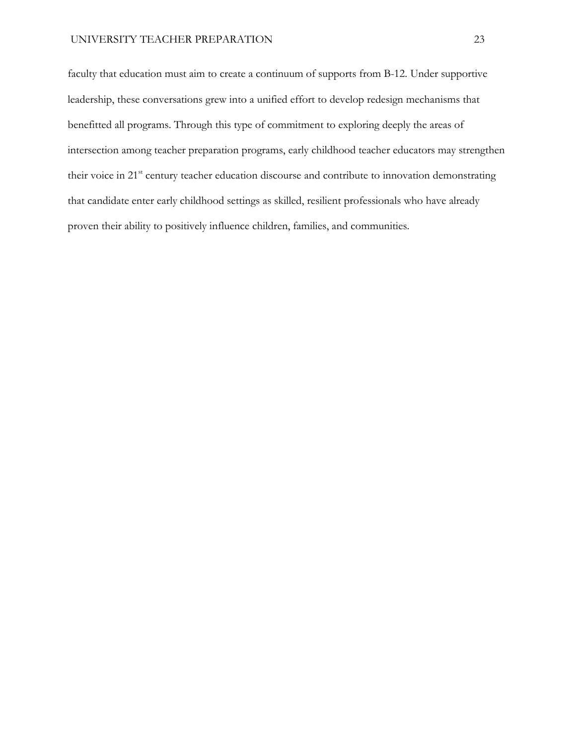faculty that education must aim to create a continuum of supports from B-12. Under supportive leadership, these conversations grew into a unified effort to develop redesign mechanisms that benefitted all programs. Through this type of commitment to exploring deeply the areas of intersection among teacher preparation programs, early childhood teacher educators may strengthen their voice in 21st century teacher education discourse and contribute to innovation demonstrating that candidate enter early childhood settings as skilled, resilient professionals who have already proven their ability to positively influence children, families, and communities.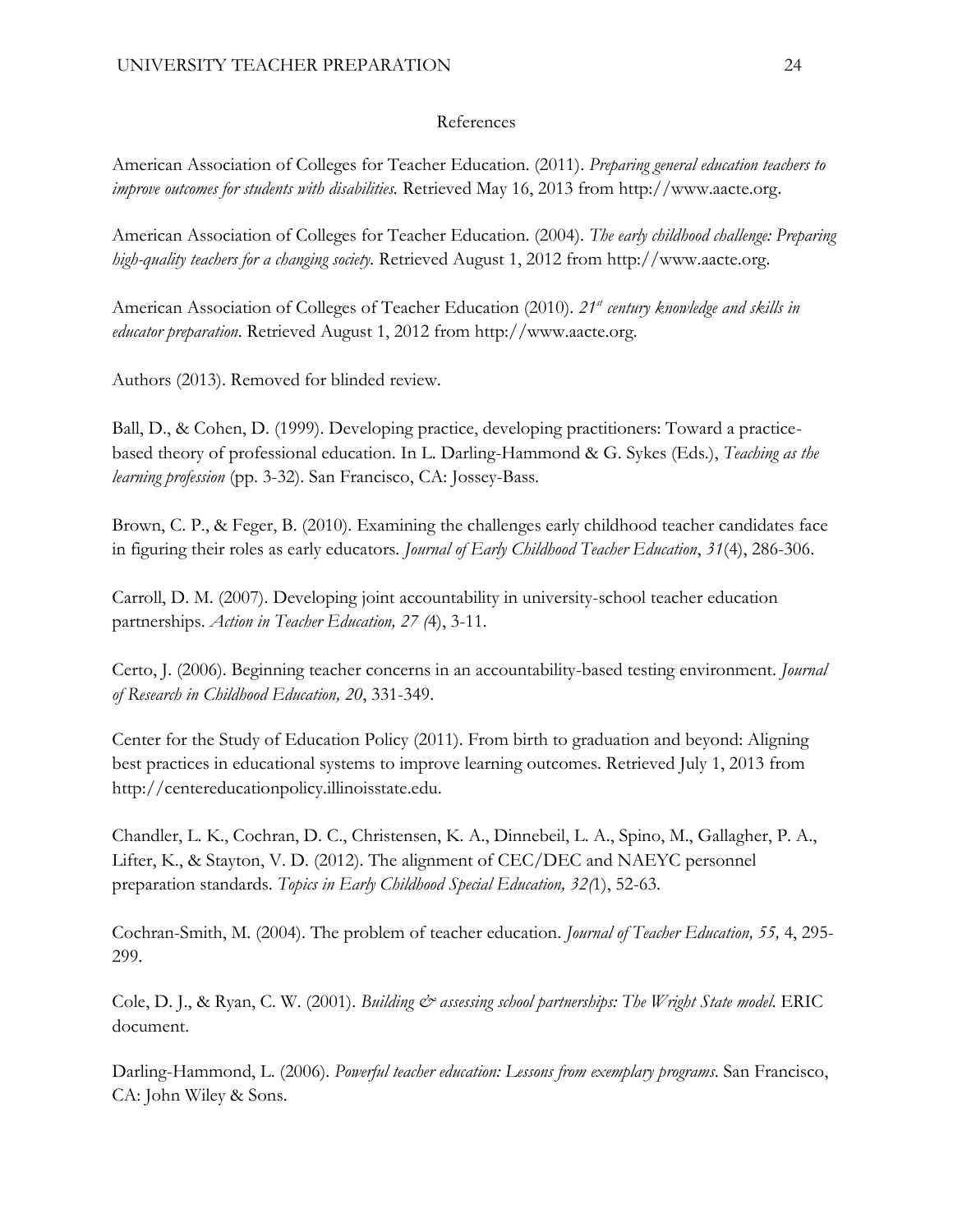# References

American Association of Colleges for Teacher Education. (2011). *Preparing general education teachers to improve outcomes for students with disabilities.* Retrieved May 16, 2013 from http://www.aacte.org.

American Association of Colleges for Teacher Education. (2004). *The early childhood challenge: Preparing high-quality teachers for a changing society.* Retrieved August 1, 2012 from http://www.aacte.org.

American Association of Colleges of Teacher Education (2010). *21st century knowledge and skills in educator preparation*. Retrieved August 1, 2012 from http://www.aacte.org.

Authors (2013). Removed for blinded review.

Ball, D., & Cohen, D. (1999). Developing practice, developing practitioners: Toward a practice-based theory of professional education. In L. Darling-Hammond & G. Sykes (Eds.), *Teaching as the learning profession* (pp. 3-32). San Francisco, CA: Jossey-Bass.

Brown, C. P., & Feger, B. (2010). Examining the challenges early childhood teacher candidates face in figuring their roles as early educators. *Journal of Early Childhood Teacher Education*, *31*(4), 286-306.

Carroll, D. M. (2007). Developing joint accountability in university-school teacher education partnerships. *Action in Teacher Education, 27 (*4), 3-11.

Certo, J. (2006). Beginning teacher concerns in an accountability-based testing environment. *Journal of Research in Childhood Education, 20*, 331-349.

Center for the Study of Education Policy (2011). From birth to graduation and beyond: Aligning best practices in educational systems to improve learning outcomes. Retrieved July 1, 2013 from http://centereducationpolicy.illinoisstate.edu.

Chandler, L. K., Cochran, D. C., Christensen, K. A., Dinnebeil, L. A., Spino, M., Gallagher, P. A., Lifter, K., & Stayton, V. D. (2012). The alignment of CEC/DEC and NAEYC personnel preparation standards. *Topics in Early Childhood Special Education, 32(*1), 52-63.

Cochran-Smith, M. (2004). The problem of teacher education. *Journal of Teacher Education, 55,* 4, 295-299.

Cole, D. J., & Ryan, C. W. (2001). *Building & assessing school partnerships: The Wright State model.* ERIC document.

Darling-Hammond, L. (2006). *Powerful teacher education: Lessons from exemplary programs.* San Francisco, CA: John Wiley & Sons.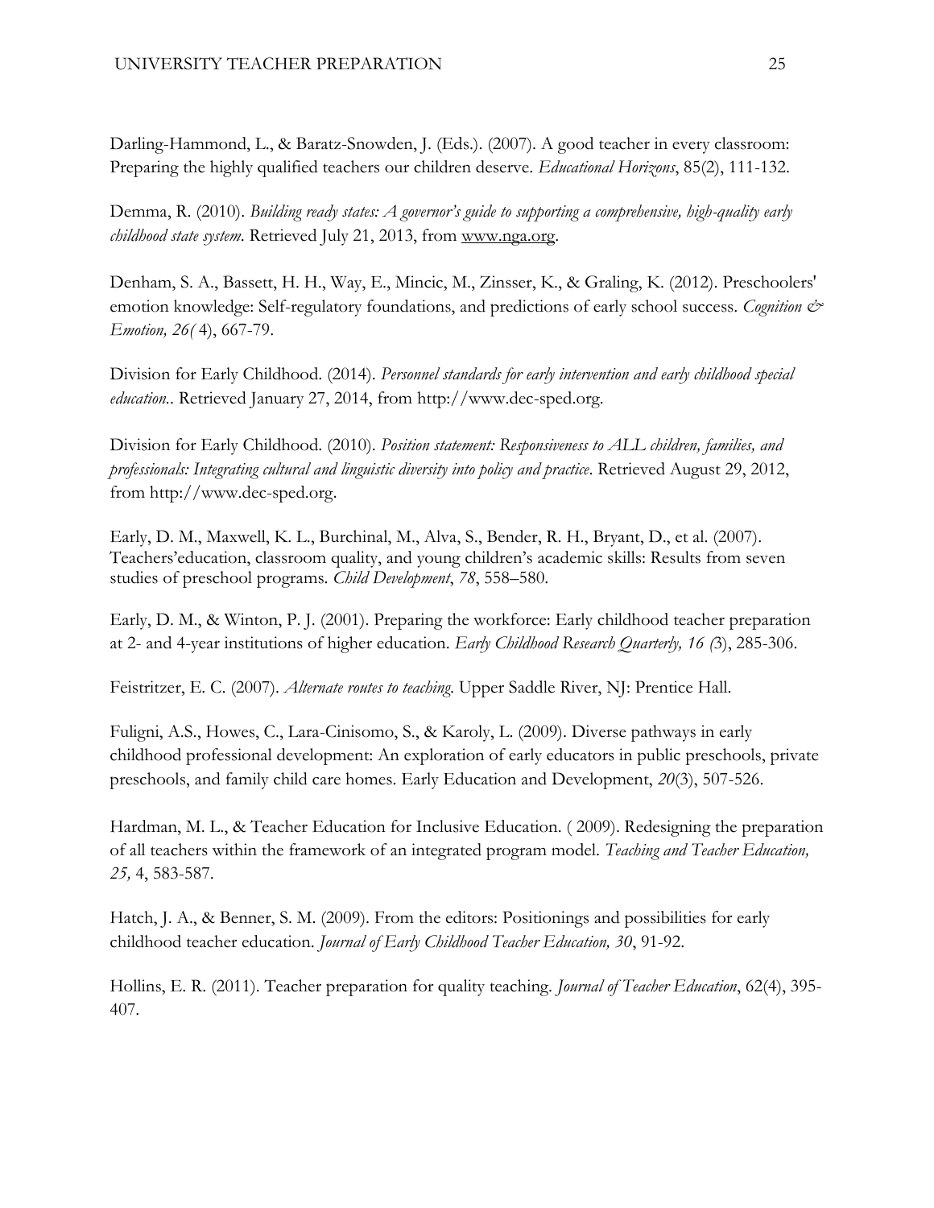Darling-Hammond, L., & Baratz-Snowden, J. (Eds.). (2007). A good teacher in every classroom: Preparing the highly qualified teachers our children deserve. *Educational Horizons*, 85(2), 111-132.

Demma, R. (2010). *Building ready states: A governor's guide to supporting a comprehensive, high-quality early childhood state system*. Retrieved July 21, 2013, from www.nga.org.

Denham, S. A., Bassett, H. H., Way, E., Mincic, M., Zinsser, K., & Graling, K. (2012). Preschoolers' emotion knowledge: Self-regulatory foundations, and predictions of early school success. *Cognition & Emotion, 26(* 4), 667-79.

Division for Early Childhood. (2014). *Personnel standards for early intervention and early childhood special education.*. Retrieved January 27, 2014, from http://www.dec-sped.org.

Division for Early Childhood. (2010). *Position statement: Responsiveness to ALL children, families, and professionals: Integrating cultural and linguistic diversity into policy and practice*. Retrieved August 29, 2012, from http://www.dec-sped.org.

Early, D. M., Maxwell, K. L., Burchinal, M., Alva, S., Bender, R. H., Bryant, D., et al. (2007). Teachers'education, classroom quality, and young children's academic skills: Results from seven studies of preschool programs. *Child Development*, *78*, 558–580.

Early, D. M., & Winton, P. J. (2001). Preparing the workforce: Early childhood teacher preparation at 2- and 4-year institutions of higher education. *Early Childhood Research Quarterly, 16 (*3), 285-306.

Feistritzer, E. C. (2007). *Alternate routes to teaching*. Upper Saddle River, NJ: Prentice Hall.

Fuligni, A.S., Howes, C., Lara-Cinisomo, S., & Karoly, L. (2009). Diverse pathways in early childhood professional development: An exploration of early educators in public preschools, private preschools, and family child care homes. Early Education and Development, *20*(3), 507-526.

Hardman, M. L., & Teacher Education for Inclusive Education. ( 2009). Redesigning the preparation of all teachers within the framework of an integrated program model. *Teaching and Teacher Education, 25,* 4, 583-587.

Hatch, J. A., & Benner, S. M. (2009). From the editors: Positionings and possibilities for early childhood teacher education. *Journal of Early Childhood Teacher Education, 30*, 91-92.

Hollins, E. R. (2011). Teacher preparation for quality teaching. *Journal of Teacher Education*, 62(4), 395-407.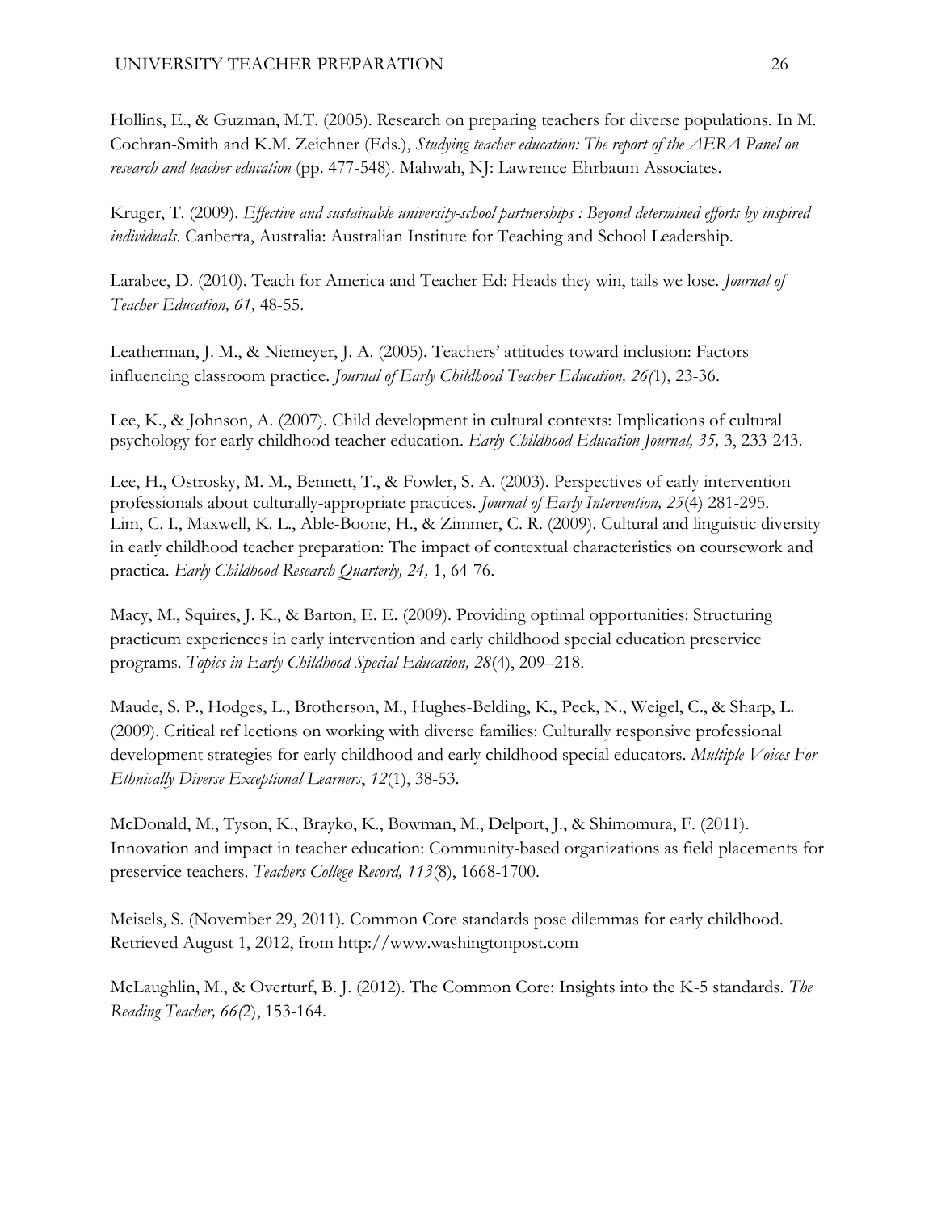Hollins, E., & Guzman, M.T. (2005). Research on preparing teachers for diverse populations. In M. Cochran-Smith and K.M. Zeichner (Eds.), *Studying teacher education: The report of the AERA Panel on research and teacher education* (pp. 477-548). Mahwah, NJ: Lawrence Ehrbaum Associates.

Kruger, T. (2009). *Effective and sustainable university-school partnerships : Beyond determined efforts by inspired individuals*. Canberra, Australia: Australian Institute for Teaching and School Leadership.

Larabee, D. (2010). Teach for America and Teacher Ed: Heads they win, tails we lose. *Journal of Teacher Education, 61,* 48-55.

Leatherman, J. M., & Niemeyer, J. A. (2005). Teachers' attitudes toward inclusion: Factors influencing classroom practice. *Journal of Early Childhood Teacher Education, 26(*1), 23-36.

Lee, K., & Johnson, A. (2007). Child development in cultural contexts: Implications of cultural psychology for early childhood teacher education. *Early Childhood Education Journal, 35,* 3, 233-243.

Lee, H., Ostrosky, M. M., Bennett, T., & Fowler, S. A. (2003). Perspectives of early intervention professionals about culturally-appropriate practices. *Journal of Early Intervention, 25*(4) 281-295.
Lim, C. I., Maxwell, K. L., Able-Boone, H., & Zimmer, C. R. (2009). Cultural and linguistic diversity in early childhood teacher preparation: The impact of contextual characteristics on coursework and practica. *Early Childhood Research Quarterly, 24,* 1, 64-76.

Macy, M., Squires, J. K., & Barton, E. E. (2009). Providing optimal opportunities: Structuring practicum experiences in early intervention and early childhood special education preservice programs. *Topics in Early Childhood Special Education, 28*(4), 209–218.

Maude, S. P., Hodges, L., Brotherson, M., Hughes-Belding, K., Peck, N., Weigel, C., & Sharp, L. (2009). Critical ref lections on working with diverse families: Culturally responsive professional development strategies for early childhood and early childhood special educators. *Multiple Voices For Ethnically Diverse Exceptional Learners*, *12*(1), 38-53.

McDonald, M., Tyson, K., Brayko, K., Bowman, M., Delport, J., & Shimomura, F. (2011). Innovation and impact in teacher education: Community-based organizations as field placements for preservice teachers. *Teachers College Record, 113*(8), 1668-1700.

Meisels, S. (November 29, 2011). Common Core standards pose dilemmas for early childhood. Retrieved August 1, 2012, from http://www.washingtonpost.com

McLaughlin, M., & Overturf, B. J. (2012). The Common Core: Insights into the K-5 standards. *The Reading Teacher, 66(*2), 153-164.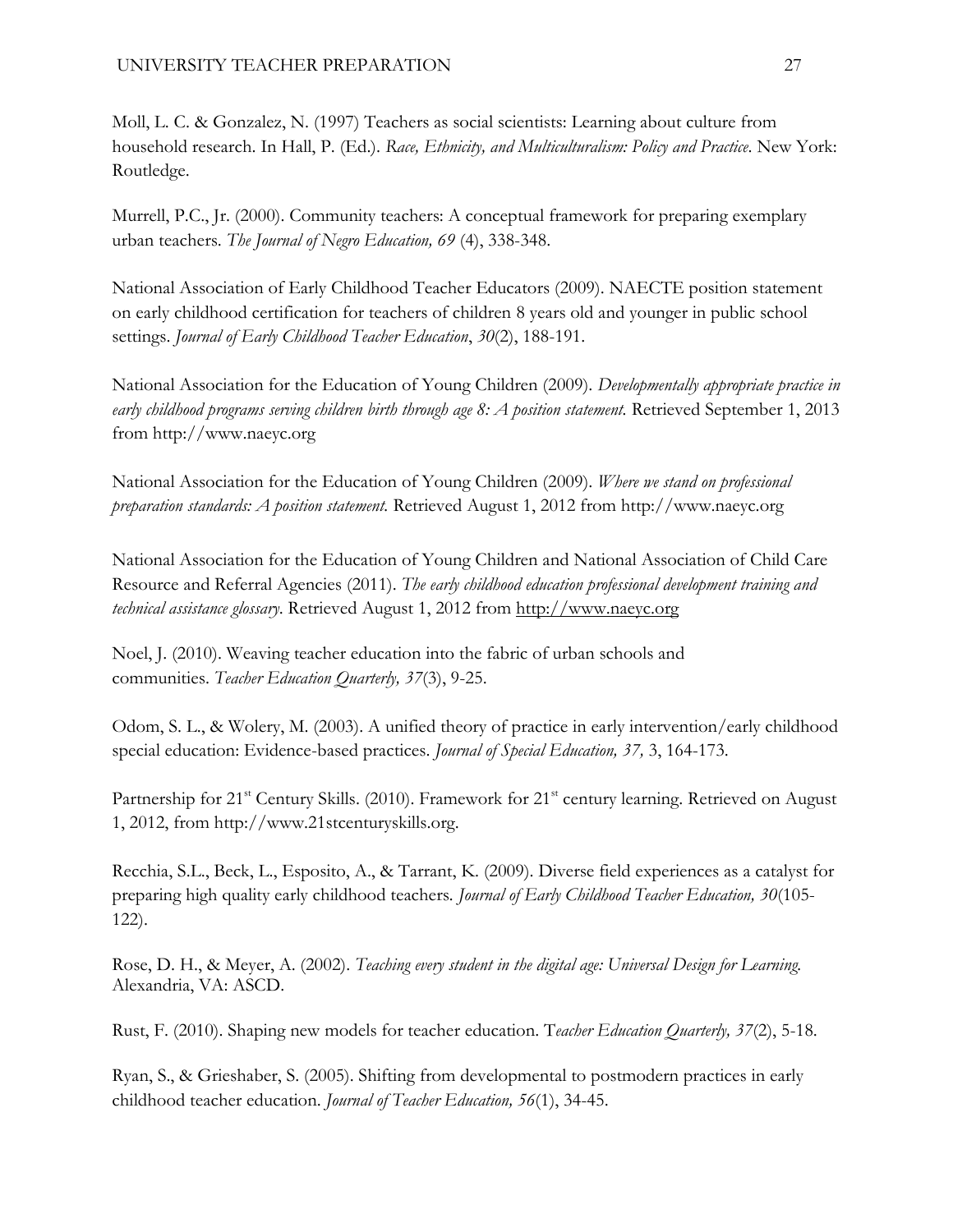Moll, L. C. & Gonzalez, N. (1997) Teachers as social scientists: Learning about culture from household research. In Hall, P. (Ed.). *Race, Ethnicity, and Multiculturalism: Policy and Practice*. New York: Routledge.

Murrell, P.C., Jr. (2000). Community teachers: A conceptual framework for preparing exemplary urban teachers. *The Journal of Negro Education, 69* (4), 338-348.

National Association of Early Childhood Teacher Educators (2009). NAECTE position statement on early childhood certification for teachers of children 8 years old and younger in public school settings. *Journal of Early Childhood Teacher Education*, *30*(2), 188-191.

National Association for the Education of Young Children (2009). *Developmentally appropriate practice in early childhood programs serving children birth through age 8: A position statement.* Retrieved September 1, 2013 from http://www.naeyc.org

National Association for the Education of Young Children (2009). *Where we stand on professional preparation standards: A position statement.* Retrieved August 1, 2012 from http://www.naeyc.org

National Association for the Education of Young Children and National Association of Child Care Resource and Referral Agencies (2011). *The early childhood education professional development training and technical assistance glossary.* Retrieved August 1, 2012 from http://www.naeyc.org

Noel, J. (2010). Weaving teacher education into the fabric of urban schools and communities. *Teacher Education Quarterly, 37*(3), 9-25.

Odom, S. L., & Wolery, M. (2003). A unified theory of practice in early intervention/early childhood special education: Evidence-based practices. *Journal of Special Education, 37,* 3, 164-173.

Partnership for 21st Century Skills. (2010). Framework for 21st century learning. Retrieved on August 1, 2012, from http://www.21stcenturyskills.org.

Recchia, S.L., Beck, L., Esposito, A., & Tarrant, K. (2009). Diverse field experiences as a catalyst for preparing high quality early childhood teachers. *Journal of Early Childhood Teacher Education, 30*(105-122).

Rose, D. H., & Meyer, A. (2002). *Teaching every student in the digital age: Universal Design for Learning.* Alexandria, VA: ASCD.

Rust, F. (2010). Shaping new models for teacher education. T*eacher Education Quarterly, 37*(2), 5-18.

Ryan, S., & Grieshaber, S. (2005). Shifting from developmental to postmodern practices in early childhood teacher education. *Journal of Teacher Education, 56*(1), 34-45.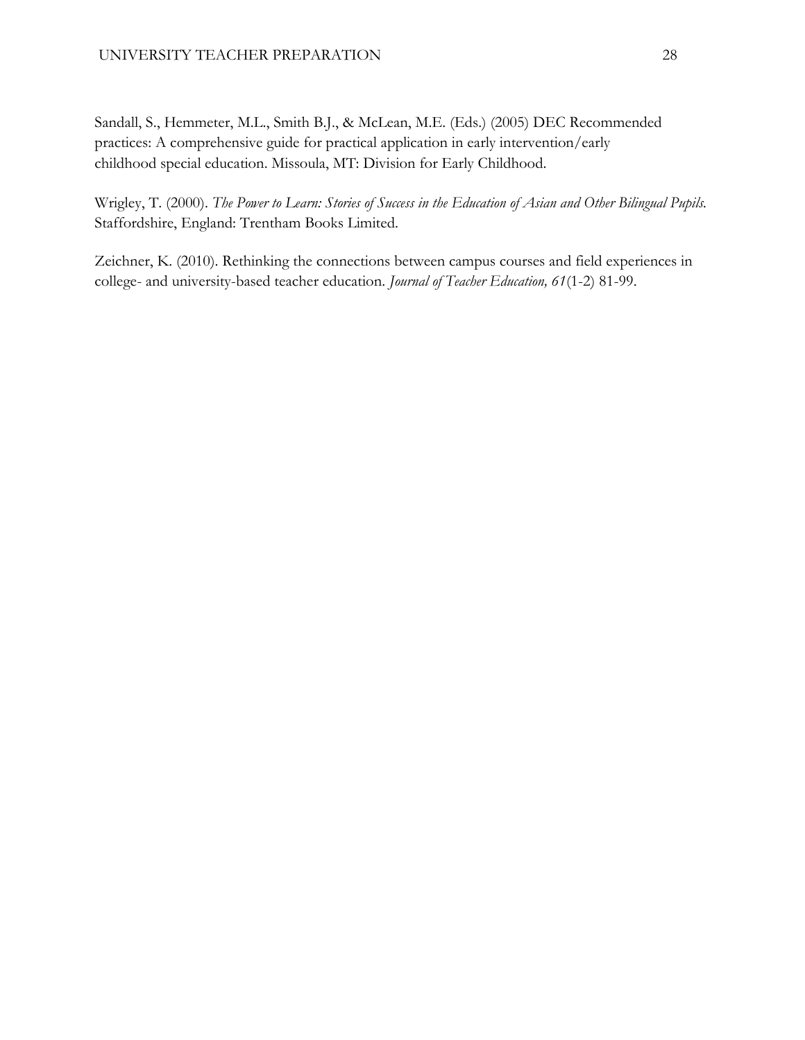Sandall, S., Hemmeter, M.L., Smith B.J., & McLean, M.E. (Eds.) (2005) DEC Recommended practices: A comprehensive guide for practical application in early intervention/early childhood special education. Missoula, MT: Division for Early Childhood.

Wrigley, T. (2000). *The Power to Learn: Stories of Success in the Education of Asian and Other Bilingual Pupils.* Staffordshire, England: Trentham Books Limited.

Zeichner, K. (2010). Rethinking the connections between campus courses and field experiences in college- and university-based teacher education. *Journal of Teacher Education, 61*(1-2) 81-99.